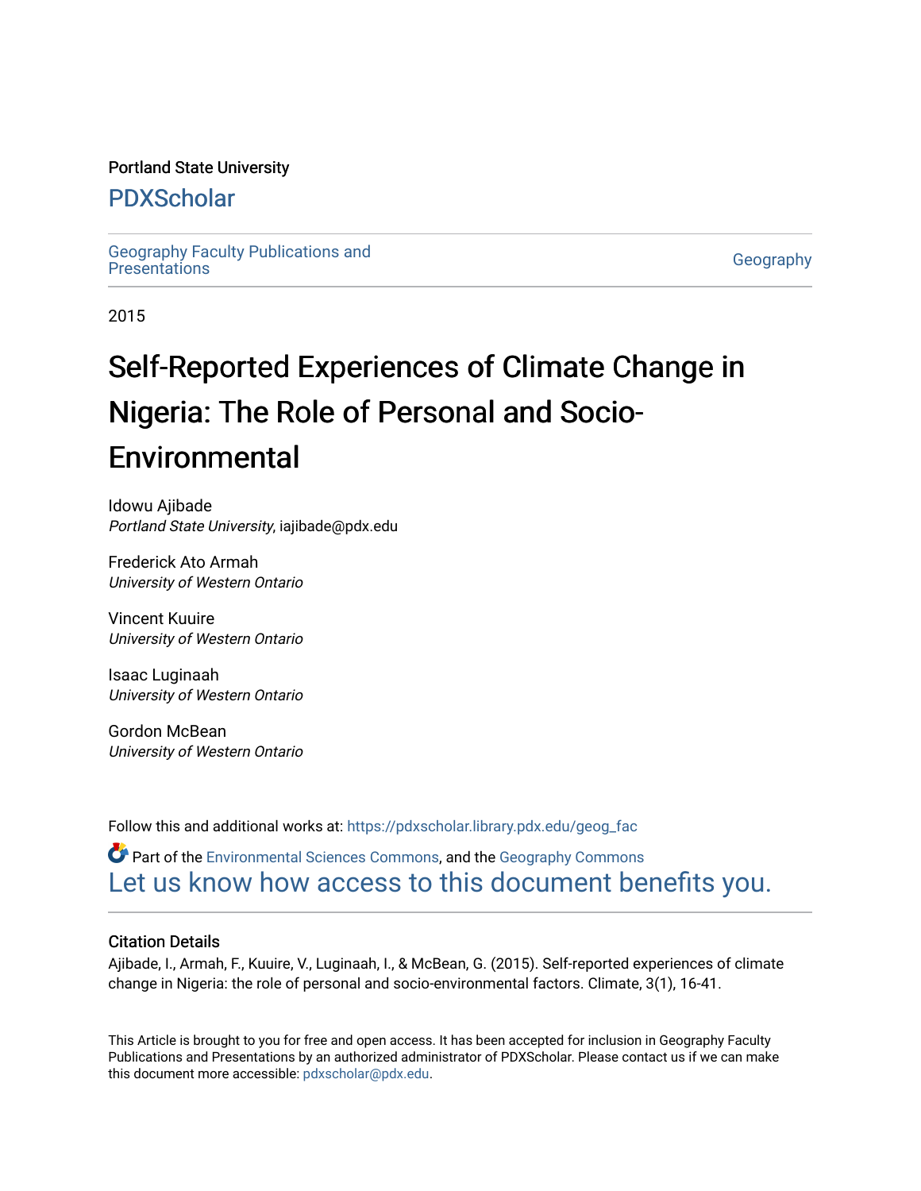Portland State University

# PDXScholar

Geography Faculty Publications and Presentations

Geography

2015

# Self-Reported Experiences of Climate Change in Nigeria: The Role of Personal and Socio-Environmental

Idowu Ajibade
*Portland State University*, iajibade@pdx.edu

Frederick Ato Armah
*University of Western Ontario*

Vincent Kuuire
*University of Western Ontario*

Isaac Luginaah
*University of Western Ontario*

Gordon McBean
*University of Western Ontario*

Follow this and additional works at: https://pdxscholar.library.pdx.edu/geog_fac

Part of the Environmental Sciences Commons, and the Geography Commons

Let us know how access to this document benefits you.

## Citation Details

Ajibade, I., Armah, F., Kuuire, V., Luginaah, I., & McBean, G. (2015). Self-reported experiences of climate change in Nigeria: the role of personal and socio-environmental factors. Climate, 3(1), 16-41.

This Article is brought to you for free and open access. It has been accepted for inclusion in Geography Faculty Publications and Presentations by an authorized administrator of PDXScholar. Please contact us if we can make this document more accessible: pdxscholar@pdx.edu.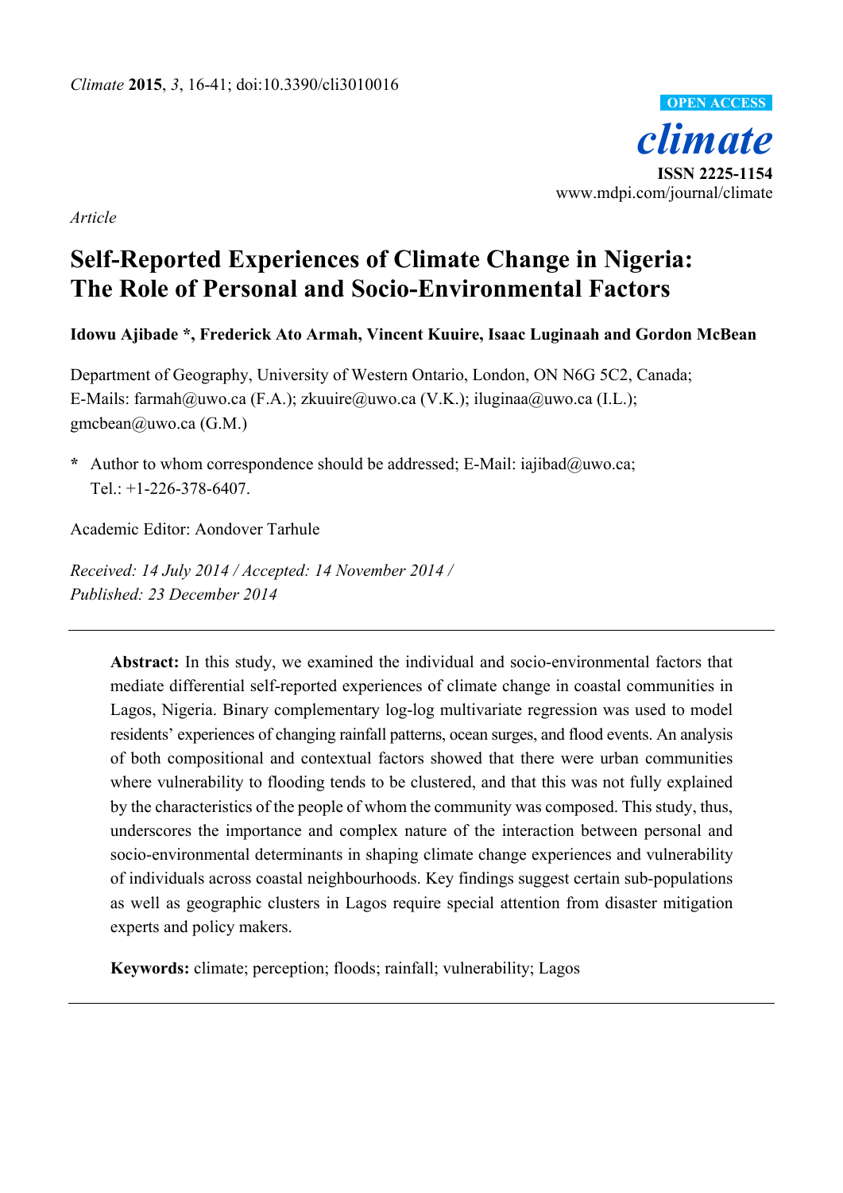*Article*

# Self-Reported Experiences of Climate Change in Nigeria: The Role of Personal and Socio-Environmental Factors

**Idowu Ajibade \*, Frederick Ato Armah, Vincent Kuuire, Isaac Luginaah and Gordon McBean**

Department of Geography, University of Western Ontario, London, ON N6G 5C2, Canada; E-Mails: farmah@uwo.ca (F.A.); zkuuire@uwo.ca (V.K.); iluginaa@uwo.ca (I.L.); gmcbean@uwo.ca (G.M.)

\* Author to whom correspondence should be addressed; E-Mail: iajibad@uwo.ca; Tel.: +1-226-378-6407.

Academic Editor: Aondover Tarhule

*Received: 14 July 2014 / Accepted: 14 November 2014 / Published: 23 December 2014*

---

**Abstract:** In this study, we examined the individual and socio-environmental factors that mediate differential self-reported experiences of climate change in coastal communities in Lagos, Nigeria. Binary complementary log-log multivariate regression was used to model residents' experiences of changing rainfall patterns, ocean surges, and flood events. An analysis of both compositional and contextual factors showed that there were urban communities where vulnerability to flooding tends to be clustered, and that this was not fully explained by the characteristics of the people of whom the community was composed. This study, thus, underscores the importance and complex nature of the interaction between personal and socio-environmental determinants in shaping climate change experiences and vulnerability of individuals across coastal neighbourhoods. Key findings suggest certain sub-populations as well as geographic clusters in Lagos require special attention from disaster mitigation experts and policy makers.

**Keywords:** climate; perception; floods; rainfall; vulnerability; Lagos

---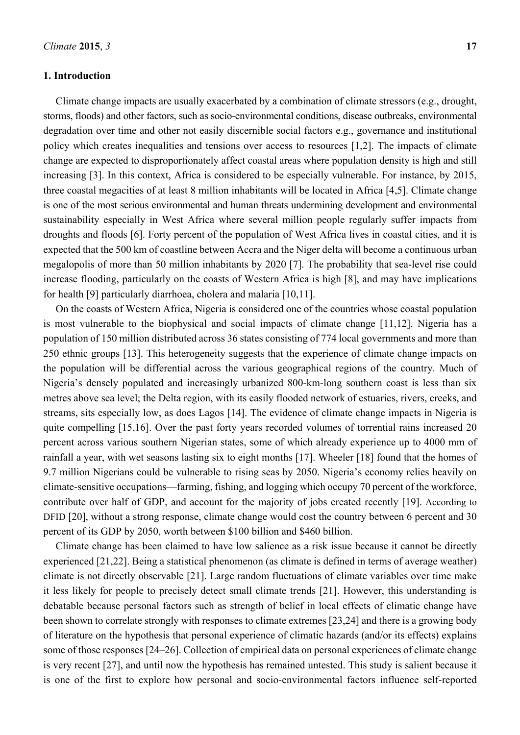## 1. Introduction

Climate change impacts are usually exacerbated by a combination of climate stressors (e.g., drought, storms, floods) and other factors, such as socio-environmental conditions, disease outbreaks, environmental degradation over time and other not easily discernible social factors e.g., governance and institutional policy which creates inequalities and tensions over access to resources [1,2]. The impacts of climate change are expected to disproportionately affect coastal areas where population density is high and still increasing [3]. In this context, Africa is considered to be especially vulnerable. For instance, by 2015, three coastal megacities of at least 8 million inhabitants will be located in Africa [4,5]. Climate change is one of the most serious environmental and human threats undermining development and environmental sustainability especially in West Africa where several million people regularly suffer impacts from droughts and floods [6]. Forty percent of the population of West Africa lives in coastal cities, and it is expected that the 500 km of coastline between Accra and the Niger delta will become a continuous urban megalopolis of more than 50 million inhabitants by 2020 [7]. The probability that sea-level rise could increase flooding, particularly on the coasts of Western Africa is high [8], and may have implications for health [9] particularly diarrhoea, cholera and malaria [10,11].

On the coasts of Western Africa, Nigeria is considered one of the countries whose coastal population is most vulnerable to the biophysical and social impacts of climate change [11,12]. Nigeria has a population of 150 million distributed across 36 states consisting of 774 local governments and more than 250 ethnic groups [13]. This heterogeneity suggests that the experience of climate change impacts on the population will be differential across the various geographical regions of the country. Much of Nigeria's densely populated and increasingly urbanized 800-km-long southern coast is less than six metres above sea level; the Delta region, with its easily flooded network of estuaries, rivers, creeks, and streams, sits especially low, as does Lagos [14]. The evidence of climate change impacts in Nigeria is quite compelling [15,16]. Over the past forty years recorded volumes of torrential rains increased 20 percent across various southern Nigerian states, some of which already experience up to 4000 mm of rainfall a year, with wet seasons lasting six to eight months [17]. Wheeler [18] found that the homes of 9.7 million Nigerians could be vulnerable to rising seas by 2050. Nigeria's economy relies heavily on climate-sensitive occupations—farming, fishing, and logging which occupy 70 percent of the workforce, contribute over half of GDP, and account for the majority of jobs created recently [19]. According to DFID [20], without a strong response, climate change would cost the country between 6 percent and 30 percent of its GDP by 2050, worth between \$100 billion and \$460 billion.

Climate change has been claimed to have low salience as a risk issue because it cannot be directly experienced [21,22]. Being a statistical phenomenon (as climate is defined in terms of average weather) climate is not directly observable [21]. Large random fluctuations of climate variables over time make it less likely for people to precisely detect small climate trends [21]. However, this understanding is debatable because personal factors such as strength of belief in local effects of climatic change have been shown to correlate strongly with responses to climate extremes [23,24] and there is a growing body of literature on the hypothesis that personal experience of climatic hazards (and/or its effects) explains some of those responses [24–26]. Collection of empirical data on personal experiences of climate change is very recent [27], and until now the hypothesis has remained untested. This study is salient because it is one of the first to explore how personal and socio-environmental factors influence self-reported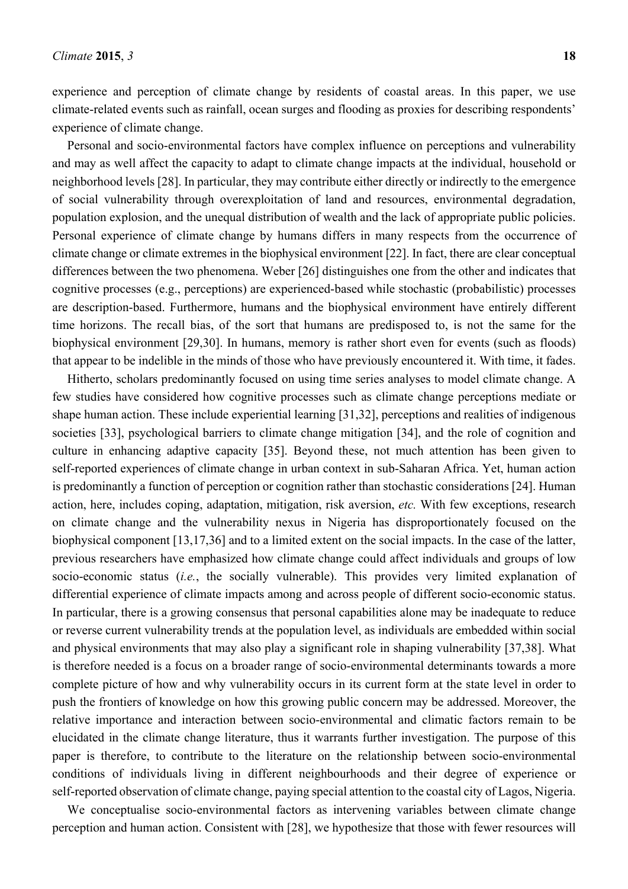experience and perception of climate change by residents of coastal areas. In this paper, we use climate-related events such as rainfall, ocean surges and flooding as proxies for describing respondents' experience of climate change.

Personal and socio-environmental factors have complex influence on perceptions and vulnerability and may as well affect the capacity to adapt to climate change impacts at the individual, household or neighborhood levels [28]. In particular, they may contribute either directly or indirectly to the emergence of social vulnerability through overexploitation of land and resources, environmental degradation, population explosion, and the unequal distribution of wealth and the lack of appropriate public policies. Personal experience of climate change by humans differs in many respects from the occurrence of climate change or climate extremes in the biophysical environment [22]. In fact, there are clear conceptual differences between the two phenomena. Weber [26] distinguishes one from the other and indicates that cognitive processes (e.g., perceptions) are experienced-based while stochastic (probabilistic) processes are description-based. Furthermore, humans and the biophysical environment have entirely different time horizons. The recall bias, of the sort that humans are predisposed to, is not the same for the biophysical environment [29,30]. In humans, memory is rather short even for events (such as floods) that appear to be indelible in the minds of those who have previously encountered it. With time, it fades.

Hitherto, scholars predominantly focused on using time series analyses to model climate change. A few studies have considered how cognitive processes such as climate change perceptions mediate or shape human action. These include experiential learning [31,32], perceptions and realities of indigenous societies [33], psychological barriers to climate change mitigation [34], and the role of cognition and culture in enhancing adaptive capacity [35]. Beyond these, not much attention has been given to self-reported experiences of climate change in urban context in sub-Saharan Africa. Yet, human action is predominantly a function of perception or cognition rather than stochastic considerations [24]. Human action, here, includes coping, adaptation, mitigation, risk aversion, *etc.* With few exceptions, research on climate change and the vulnerability nexus in Nigeria has disproportionately focused on the biophysical component [13,17,36] and to a limited extent on the social impacts. In the case of the latter, previous researchers have emphasized how climate change could affect individuals and groups of low socio-economic status (*i.e.*, the socially vulnerable). This provides very limited explanation of differential experience of climate impacts among and across people of different socio-economic status. In particular, there is a growing consensus that personal capabilities alone may be inadequate to reduce or reverse current vulnerability trends at the population level, as individuals are embedded within social and physical environments that may also play a significant role in shaping vulnerability [37,38]. What is therefore needed is a focus on a broader range of socio-environmental determinants towards a more complete picture of how and why vulnerability occurs in its current form at the state level in order to push the frontiers of knowledge on how this growing public concern may be addressed. Moreover, the relative importance and interaction between socio-environmental and climatic factors remain to be elucidated in the climate change literature, thus it warrants further investigation. The purpose of this paper is therefore, to contribute to the literature on the relationship between socio-environmental conditions of individuals living in different neighbourhoods and their degree of experience or self-reported observation of climate change, paying special attention to the coastal city of Lagos, Nigeria.

We conceptualise socio-environmental factors as intervening variables between climate change perception and human action. Consistent with [28], we hypothesize that those with fewer resources will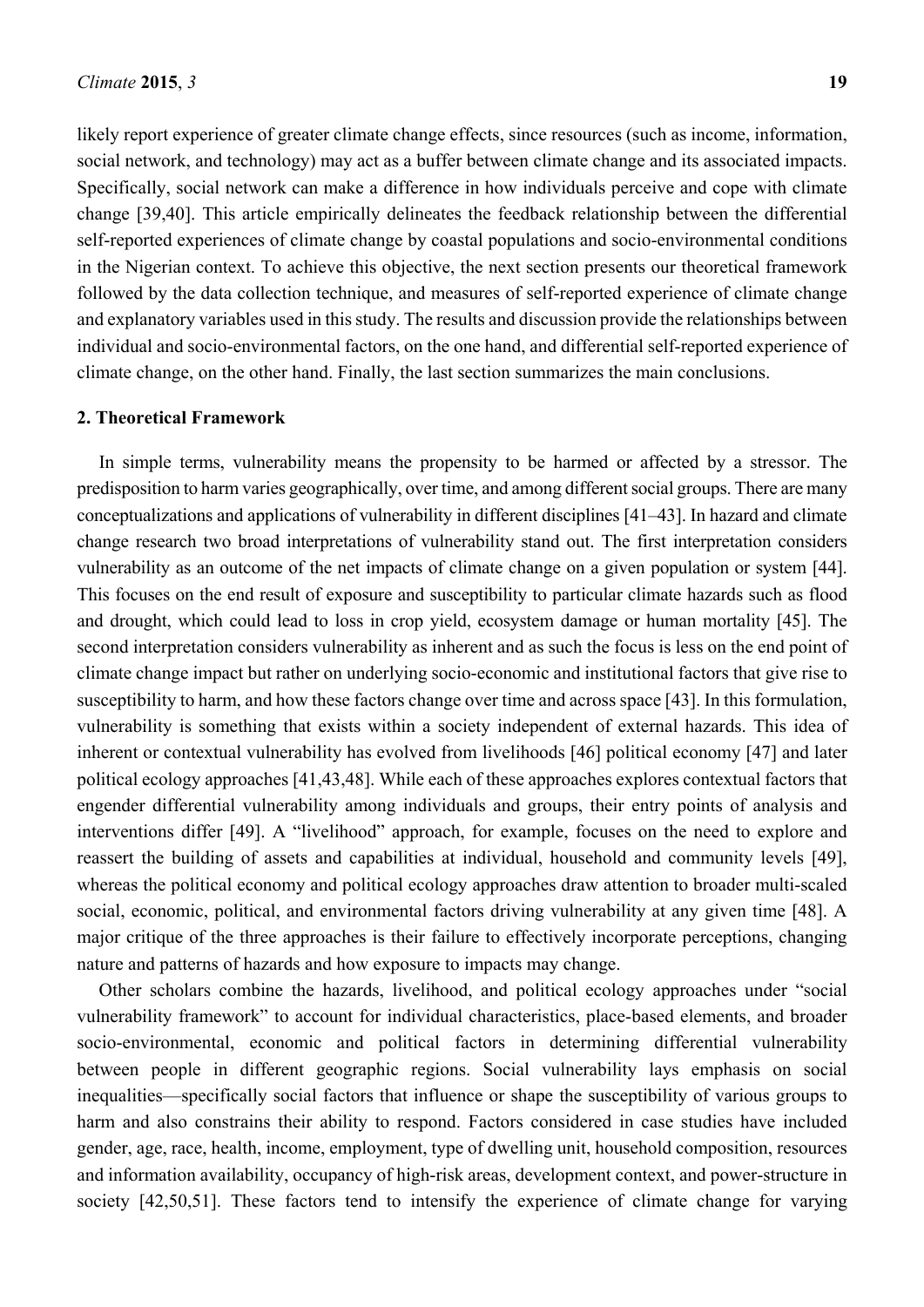likely report experience of greater climate change effects, since resources (such as income, information, social network, and technology) may act as a buffer between climate change and its associated impacts. Specifically, social network can make a difference in how individuals perceive and cope with climate change [39,40]. This article empirically delineates the feedback relationship between the differential self-reported experiences of climate change by coastal populations and socio-environmental conditions in the Nigerian context. To achieve this objective, the next section presents our theoretical framework followed by the data collection technique, and measures of self-reported experience of climate change and explanatory variables used in this study. The results and discussion provide the relationships between individual and socio-environmental factors, on the one hand, and differential self-reported experience of climate change, on the other hand. Finally, the last section summarizes the main conclusions.

## 2. Theoretical Framework

In simple terms, vulnerability means the propensity to be harmed or affected by a stressor. The predisposition to harm varies geographically, over time, and among different social groups. There are many conceptualizations and applications of vulnerability in different disciplines [41–43]. In hazard and climate change research two broad interpretations of vulnerability stand out. The first interpretation considers vulnerability as an outcome of the net impacts of climate change on a given population or system [44]. This focuses on the end result of exposure and susceptibility to particular climate hazards such as flood and drought, which could lead to loss in crop yield, ecosystem damage or human mortality [45]. The second interpretation considers vulnerability as inherent and as such the focus is less on the end point of climate change impact but rather on underlying socio-economic and institutional factors that give rise to susceptibility to harm, and how these factors change over time and across space [43]. In this formulation, vulnerability is something that exists within a society independent of external hazards. This idea of inherent or contextual vulnerability has evolved from livelihoods [46] political economy [47] and later political ecology approaches [41,43,48]. While each of these approaches explores contextual factors that engender differential vulnerability among individuals and groups, their entry points of analysis and interventions differ [49]. A "livelihood" approach, for example, focuses on the need to explore and reassert the building of assets and capabilities at individual, household and community levels [49], whereas the political economy and political ecology approaches draw attention to broader multi-scaled social, economic, political, and environmental factors driving vulnerability at any given time [48]. A major critique of the three approaches is their failure to effectively incorporate perceptions, changing nature and patterns of hazards and how exposure to impacts may change.

Other scholars combine the hazards, livelihood, and political ecology approaches under "social vulnerability framework" to account for individual characteristics, place-based elements, and broader socio-environmental, economic and political factors in determining differential vulnerability between people in different geographic regions. Social vulnerability lays emphasis on social inequalities—specifically social factors that influence or shape the susceptibility of various groups to harm and also constrains their ability to respond. Factors considered in case studies have included gender, age, race, health, income, employment, type of dwelling unit, household composition, resources and information availability, occupancy of high-risk areas, development context, and power-structure in society [42,50,51]. These factors tend to intensify the experience of climate change for varying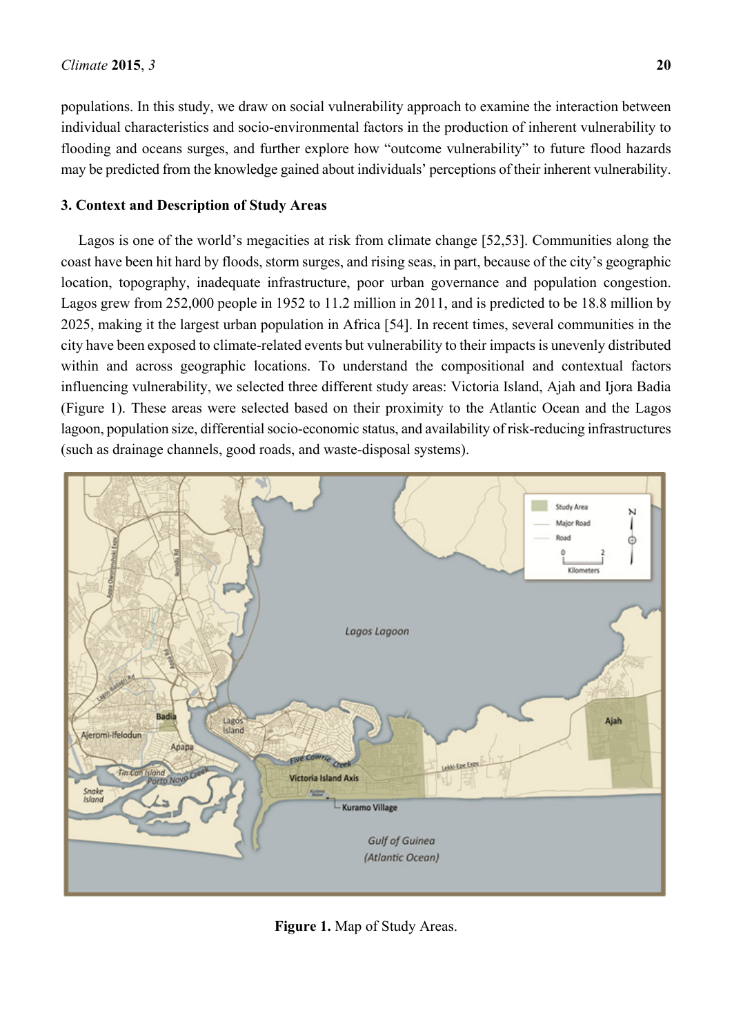populations. In this study, we draw on social vulnerability approach to examine the interaction between individual characteristics and socio-environmental factors in the production of inherent vulnerability to flooding and oceans surges, and further explore how "outcome vulnerability" to future flood hazards may be predicted from the knowledge gained about individuals' perceptions of their inherent vulnerability.

## 3. Context and Description of Study Areas

Lagos is one of the world's megacities at risk from climate change [52,53]. Communities along the coast have been hit hard by floods, storm surges, and rising seas, in part, because of the city's geographic location, topography, inadequate infrastructure, poor urban governance and population congestion. Lagos grew from 252,000 people in 1952 to 11.2 million in 2011, and is predicted to be 18.8 million by 2025, making it the largest urban population in Africa [54]. In recent times, several communities in the city have been exposed to climate-related events but vulnerability to their impacts is unevenly distributed within and across geographic locations. To understand the compositional and contextual factors influencing vulnerability, we selected three different study areas: Victoria Island, Ajah and Ijora Badia (Figure 1). These areas were selected based on their proximity to the Atlantic Ocean and the Lagos lagoon, population size, differential socio-economic status, and availability of risk-reducing infrastructures (such as drainage channels, good roads, and waste-disposal systems).

**Figure 1.** Map of Study Areas.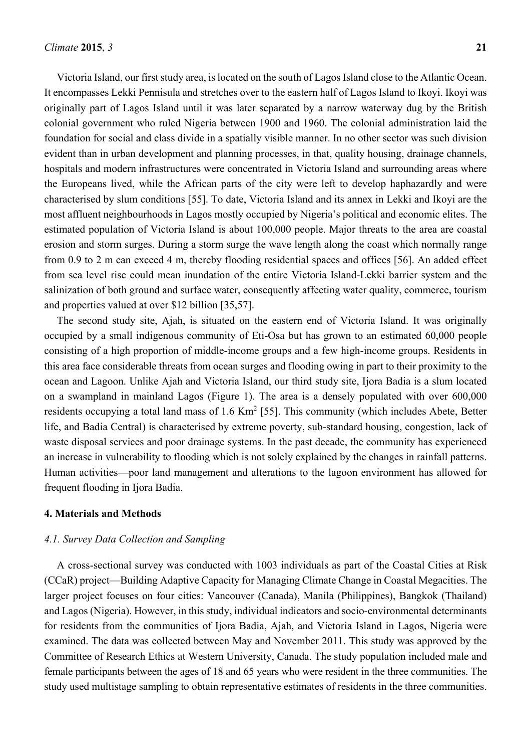Victoria Island, our first study area, is located on the south of Lagos Island close to the Atlantic Ocean. It encompasses Lekki Pennisula and stretches over to the eastern half of Lagos Island to Ikoyi. Ikoyi was originally part of Lagos Island until it was later separated by a narrow waterway dug by the British colonial government who ruled Nigeria between 1900 and 1960. The colonial administration laid the foundation for social and class divide in a spatially visible manner. In no other sector was such division evident than in urban development and planning processes, in that, quality housing, drainage channels, hospitals and modern infrastructures were concentrated in Victoria Island and surrounding areas where the Europeans lived, while the African parts of the city were left to develop haphazardly and were characterised by slum conditions [55]. To date, Victoria Island and its annex in Lekki and Ikoyi are the most affluent neighbourhoods in Lagos mostly occupied by Nigeria's political and economic elites. The estimated population of Victoria Island is about 100,000 people. Major threats to the area are coastal erosion and storm surges. During a storm surge the wave length along the coast which normally range from 0.9 to 2 m can exceed 4 m, thereby flooding residential spaces and offices [56]. An added effect from sea level rise could mean inundation of the entire Victoria Island-Lekki barrier system and the salinization of both ground and surface water, consequently affecting water quality, commerce, tourism and properties valued at over \$12 billion [35,57].

The second study site, Ajah, is situated on the eastern end of Victoria Island. It was originally occupied by a small indigenous community of Eti-Osa but has grown to an estimated 60,000 people consisting of a high proportion of middle-income groups and a few high-income groups. Residents in this area face considerable threats from ocean surges and flooding owing in part to their proximity to the ocean and Lagoon. Unlike Ajah and Victoria Island, our third study site, Ijora Badia is a slum located on a swampland in mainland Lagos (Figure 1). The area is a densely populated with over 600,000 residents occupying a total land mass of 1.6 $Km^2$ [55]. This community (which includes Abete, Better life, and Badia Central) is characterised by extreme poverty, sub-standard housing, congestion, lack of waste disposal services and poor drainage systems. In the past decade, the community has experienced an increase in vulnerability to flooding which is not solely explained by the changes in rainfall patterns. Human activities—poor land management and alterations to the lagoon environment has allowed for frequent flooding in Ijora Badia.

## 4. Materials and Methods

### *4.1. Survey Data Collection and Sampling*

A cross-sectional survey was conducted with 1003 individuals as part of the Coastal Cities at Risk (CCaR) project—Building Adaptive Capacity for Managing Climate Change in Coastal Megacities. The larger project focuses on four cities: Vancouver (Canada), Manila (Philippines), Bangkok (Thailand) and Lagos (Nigeria). However, in this study, individual indicators and socio-environmental determinants for residents from the communities of Ijora Badia, Ajah, and Victoria Island in Lagos, Nigeria were examined. The data was collected between May and November 2011. This study was approved by the Committee of Research Ethics at Western University, Canada. The study population included male and female participants between the ages of 18 and 65 years who were resident in the three communities. The study used multistage sampling to obtain representative estimates of residents in the three communities.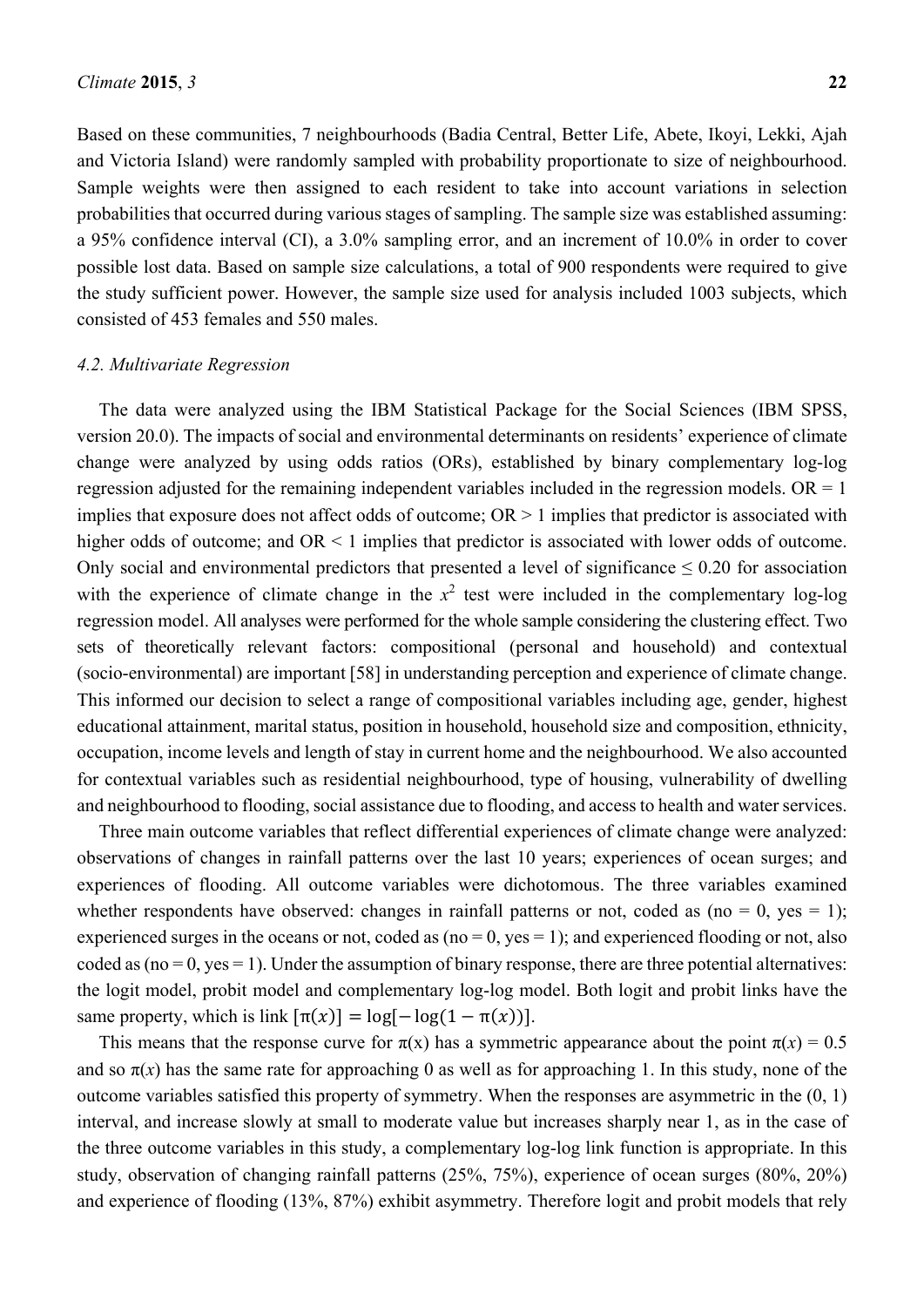Based on these communities, 7 neighbourhoods (Badia Central, Better Life, Abete, Ikoyi, Lekki, Ajah and Victoria Island) were randomly sampled with probability proportionate to size of neighbourhood. Sample weights were then assigned to each resident to take into account variations in selection probabilities that occurred during various stages of sampling. The sample size was established assuming: a 95% confidence interval (CI), a 3.0% sampling error, and an increment of 10.0% in order to cover possible lost data. Based on sample size calculations, a total of 900 respondents were required to give the study sufficient power. However, the sample size used for analysis included 1003 subjects, which consisted of 453 females and 550 males.

### *4.2. Multivariate Regression*

The data were analyzed using the IBM Statistical Package for the Social Sciences (IBM SPSS, version 20.0). The impacts of social and environmental determinants on residents' experience of climate change were analyzed by using odds ratios (ORs), established by binary complementary log-log regression adjusted for the remaining independent variables included in the regression models. OR = 1 implies that exposure does not affect odds of outcome; OR > 1 implies that predictor is associated with higher odds of outcome; and OR < 1 implies that predictor is associated with lower odds of outcome. Only social and environmental predictors that presented a level of significance ≤ 0.20 for association with the experience of climate change in the $x^2$ test were included in the complementary log-log regression model. All analyses were performed for the whole sample considering the clustering effect. Two sets of theoretically relevant factors: compositional (personal and household) and contextual (socio-environmental) are important [58] in understanding perception and experience of climate change. This informed our decision to select a range of compositional variables including age, gender, highest educational attainment, marital status, position in household, household size and composition, ethnicity, occupation, income levels and length of stay in current home and the neighbourhood. We also accounted for contextual variables such as residential neighbourhood, type of housing, vulnerability of dwelling and neighbourhood to flooding, social assistance due to flooding, and access to health and water services.

Three main outcome variables that reflect differential experiences of climate change were analyzed: observations of changes in rainfall patterns over the last 10 years; experiences of ocean surges; and experiences of flooding. All outcome variables were dichotomous. The three variables examined whether respondents have observed: changes in rainfall patterns or not, coded as (no = 0, yes = 1); experienced surges in the oceans or not, coded as (no = 0, yes = 1); and experienced flooding or not, also coded as (no = 0, yes = 1). Under the assumption of binary response, there are three potential alternatives: the logit model, probit model and complementary log-log model. Both logit and probit links have the same property, which is link $[\pi(x)] = \log[-\log(1-\pi(x))]$.

This means that the response curve for $\pi(x)$ has a symmetric appearance about the point $\pi(x) = 0.5$ and so $\pi(x)$ has the same rate for approaching 0 as well as for approaching 1. In this study, none of the outcome variables satisfied this property of symmetry. When the responses are asymmetric in the (0, 1) interval, and increase slowly at small to moderate value but increases sharply near 1, as in the case of the three outcome variables in this study, a complementary log-log link function is appropriate. In this study, observation of changing rainfall patterns (25%, 75%), experience of ocean surges (80%, 20%) and experience of flooding (13%, 87%) exhibit asymmetry. Therefore logit and probit models that rely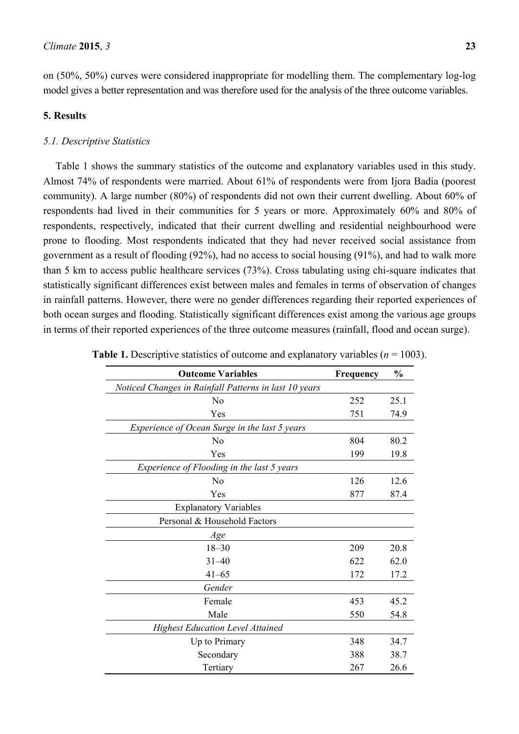on (50%, 50%) curves were considered inappropriate for modelling them. The complementary log-log model gives a better representation and was therefore used for the analysis of the three outcome variables.

## 5. Results

### *5.1. Descriptive Statistics*

Table 1 shows the summary statistics of the outcome and explanatory variables used in this study. Almost 74% of respondents were married. About 61% of respondents were from Ijora Badia (poorest community). A large number (80%) of respondents did not own their current dwelling. About 60% of respondents had lived in their communities for 5 years or more. Approximately 60% and 80% of respondents, respectively, indicated that their current dwelling and residential neighbourhood were prone to flooding. Most respondents indicated that they had never received social assistance from government as a result of flooding (92%), had no access to social housing (91%), and had to walk more than 5 km to access public healthcare services (73%). Cross tabulating using chi-square indicates that statistically significant differences exist between males and females in terms of observation of changes in rainfall patterns. However, there were no gender differences regarding their reported experiences of both ocean surges and flooding. Statistically significant differences exist among the various age groups in terms of their reported experiences of the three outcome measures (rainfall, flood and ocean surge).

**Table 1.** Descriptive statistics of outcome and explanatory variables ($n$ = 1003).

| Outcome Variables | Frequency | % |
|---|---|---|
| *Noticed Changes in Rainfall Patterns in last 10 years* | | |
| No | 252 | 25.1 |
| Yes | 751 | 74.9 |
| *Experience of Ocean Surge in the last 5 years* | | |
| No | 804 | 80.2 |
| Yes | 199 | 19.8 |
| *Experience of Flooding in the last 5 years* | | |
| No | 126 | 12.6 |
| Yes | 877 | 87.4 |
| Explanatory Variables | | |
| Personal & Household Factors | | |
| *Age* | | |
| 18–30 | 209 | 20.8 |
| 31–40 | 622 | 62.0 |
| 41–65 | 172 | 17.2 |
| *Gender* | | |
| Female | 453 | 45.2 |
| Male | 550 | 54.8 |
| *Highest Education Level Attained* | | |
| Up to Primary | 348 | 34.7 |
| Secondary | 388 | 38.7 |
| Tertiary | 267 | 26.6 |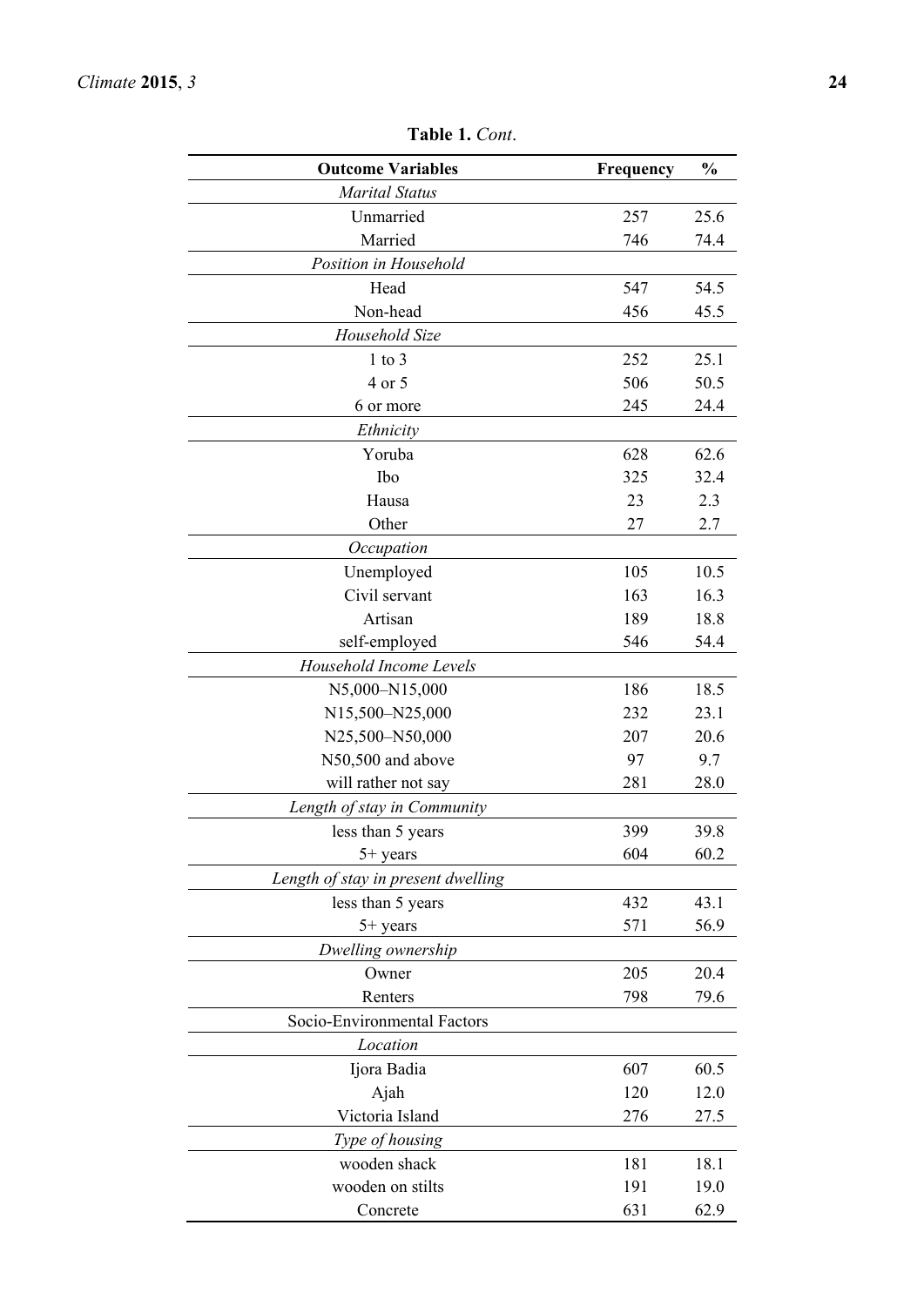**Table 1.** *Cont*.

| Outcome Variables | Frequency | % |
|---|---|---|
| *Marital Status* | | |
| Unmarried | 257 | 25.6 |
| Married | 746 | 74.4 |
| *Position in Household* | | |
| Head | 547 | 54.5 |
| Non-head | 456 | 45.5 |
| *Household Size* | | |
| 1 to 3 | 252 | 25.1 |
| 4 or 5 | 506 | 50.5 |
| 6 or more | 245 | 24.4 |
| *Ethnicity* | | |
| Yoruba | 628 | 62.6 |
| Ibo | 325 | 32.4 |
| Hausa | 23 | 2.3 |
| Other | 27 | 2.7 |
| *Occupation* | | |
| Unemployed | 105 | 10.5 |
| Civil servant | 163 | 16.3 |
| Artisan | 189 | 18.8 |
| self-employed | 546 | 54.4 |
| *Household Income Levels* | | |
| N5,000–N15,000 | 186 | 18.5 |
| N15,500–N25,000 | 232 | 23.1 |
| N25,500–N50,000 | 207 | 20.6 |
| N50,500 and above | 97 | 9.7 |
| will rather not say | 281 | 28.0 |
| *Length of stay in Community* | | |
| less than 5 years | 399 | 39.8 |
| 5+ years | 604 | 60.2 |
| *Length of stay in present dwelling* | | |
| less than 5 years | 432 | 43.1 |
| 5+ years | 571 | 56.9 |
| *Dwelling ownership* | | |
| Owner | 205 | 20.4 |
| Renters | 798 | 79.6 |
| Socio-Environmental Factors | | |
| *Location* | | |
| Ijora Badia | 607 | 60.5 |
| Ajah | 120 | 12.0 |
| Victoria Island | 276 | 27.5 |
| *Type of housing* | | |
| wooden shack | 181 | 18.1 |
| wooden on stilts | 191 | 19.0 |
| Concrete | 631 | 62.9 |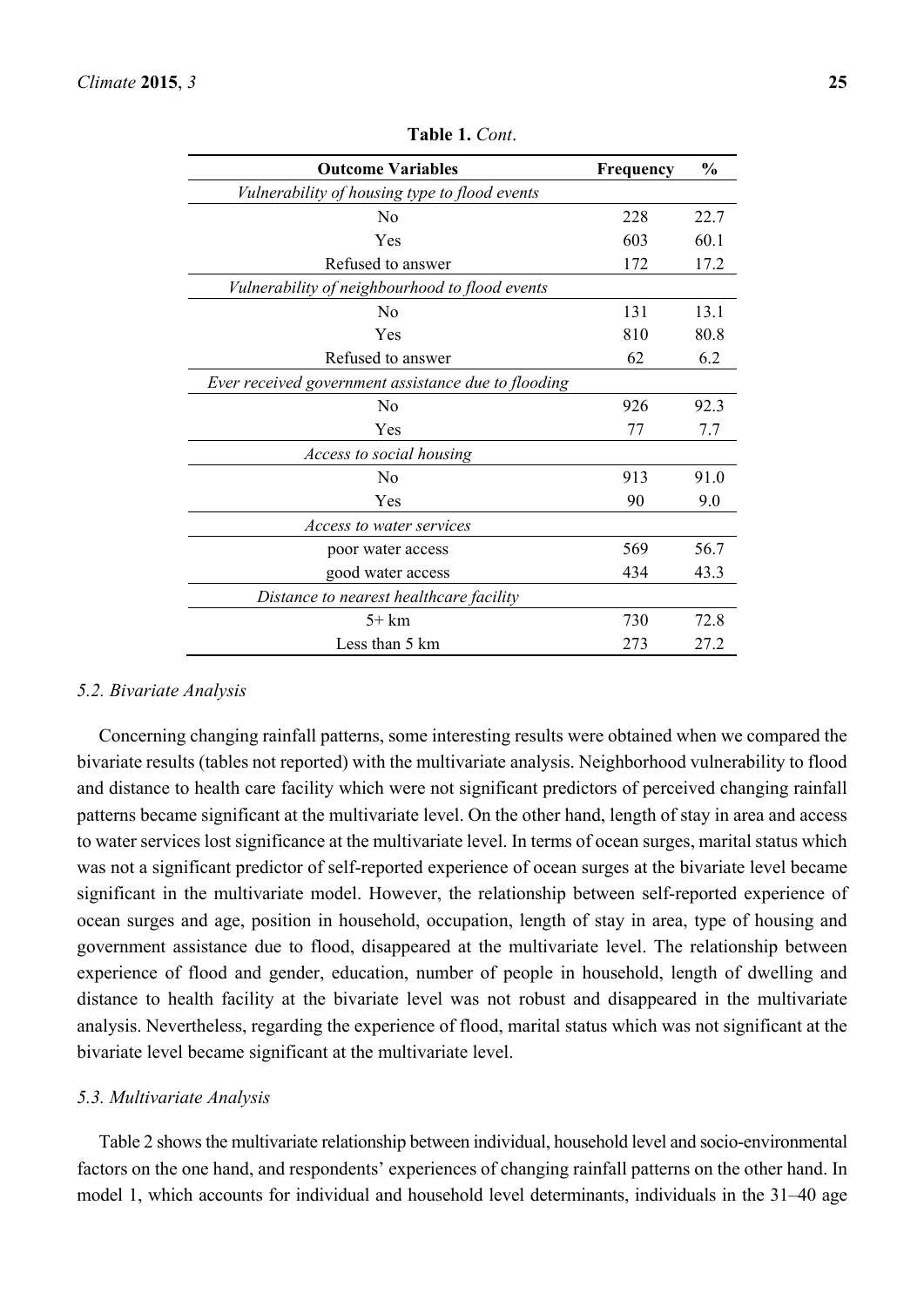**Table 1.** *Cont*.

| Outcome Variables | Frequency | % |
|---|---|---|
| *Vulnerability of housing type to flood events* | | |
| No | 228 | 22.7 |
| Yes | 603 | 60.1 |
| Refused to answer | 172 | 17.2 |
| *Vulnerability of neighbourhood to flood events* | | |
| No | 131 | 13.1 |
| Yes | 810 | 80.8 |
| Refused to answer | 62 | 6.2 |
| *Ever received government assistance due to flooding* | | |
| No | 926 | 92.3 |
| Yes | 77 | 7.7 |
| *Access to social housing* | | |
| No | 913 | 91.0 |
| Yes | 90 | 9.0 |
| *Access to water services* | | |
| poor water access | 569 | 56.7 |
| good water access | 434 | 43.3 |
| *Distance to nearest healthcare facility* | | |
| 5+ km | 730 | 72.8 |
| Less than 5 km | 273 | 27.2 |

### *5.2. Bivariate Analysis*

Concerning changing rainfall patterns, some interesting results were obtained when we compared the bivariate results (tables not reported) with the multivariate analysis. Neighborhood vulnerability to flood and distance to health care facility which were not significant predictors of perceived changing rainfall patterns became significant at the multivariate level. On the other hand, length of stay in area and access to water services lost significance at the multivariate level. In terms of ocean surges, marital status which was not a significant predictor of self-reported experience of ocean surges at the bivariate level became significant in the multivariate model. However, the relationship between self-reported experience of ocean surges and age, position in household, occupation, length of stay in area, type of housing and government assistance due to flood, disappeared at the multivariate level. The relationship between experience of flood and gender, education, number of people in household, length of dwelling and distance to health facility at the bivariate level was not robust and disappeared in the multivariate analysis. Nevertheless, regarding the experience of flood, marital status which was not significant at the bivariate level became significant at the multivariate level.

### *5.3. Multivariate Analysis*

Table 2 shows the multivariate relationship between individual, household level and socio-environmental factors on the one hand, and respondents' experiences of changing rainfall patterns on the other hand. In model 1, which accounts for individual and household level determinants, individuals in the 31–40 age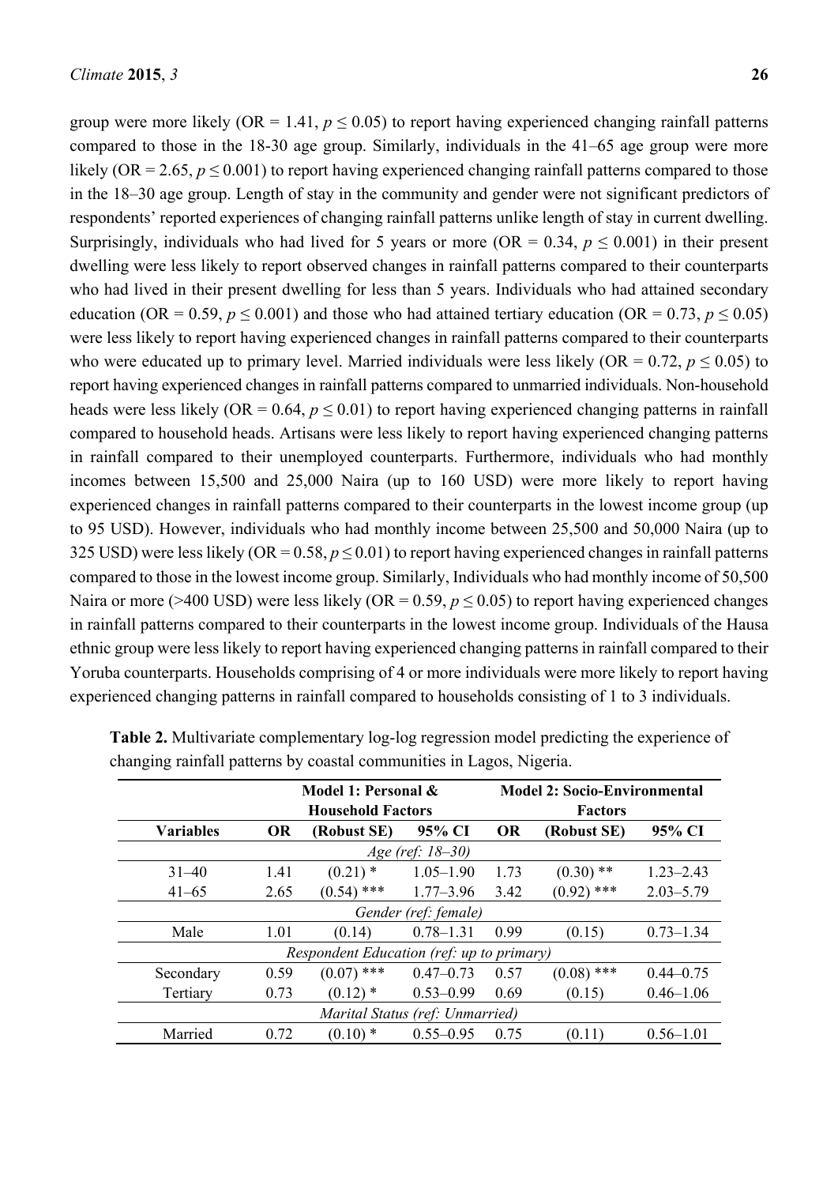group were more likely (OR = 1.41, $p \leq 0.05$) to report having experienced changing rainfall patterns compared to those in the 18-30 age group. Similarly, individuals in the 41–65 age group were more likely (OR = 2.65, $p \leq 0.001$) to report having experienced changing rainfall patterns compared to those in the 18–30 age group. Length of stay in the community and gender were not significant predictors of respondents' reported experiences of changing rainfall patterns unlike length of stay in current dwelling. Surprisingly, individuals who had lived for 5 years or more (OR = 0.34, $p \leq 0.001$) in their present dwelling were less likely to report observed changes in rainfall patterns compared to their counterparts who had lived in their present dwelling for less than 5 years. Individuals who had attained secondary education (OR = 0.59, $p \leq 0.001$) and those who had attained tertiary education (OR = 0.73, $p \leq 0.05$) were less likely to report having experienced changes in rainfall patterns compared to their counterparts who were educated up to primary level. Married individuals were less likely (OR = 0.72, $p \leq 0.05$) to report having experienced changes in rainfall patterns compared to unmarried individuals. Non-household heads were less likely (OR = 0.64, $p \leq 0.01$) to report having experienced changing patterns in rainfall compared to household heads. Artisans were less likely to report having experienced changing patterns in rainfall compared to their unemployed counterparts. Furthermore, individuals who had monthly incomes between 15,500 and 25,000 Naira (up to 160 USD) were more likely to report having experienced changes in rainfall patterns compared to their counterparts in the lowest income group (up to 95 USD). However, individuals who had monthly income between 25,500 and 50,000 Naira (up to 325 USD) were less likely (OR = 0.58, $p \leq 0.01$) to report having experienced changes in rainfall patterns compared to those in the lowest income group. Similarly, Individuals who had monthly income of 50,500 Naira or more (>400 USD) were less likely (OR = 0.59, $p \leq 0.05$) to report having experienced changes in rainfall patterns compared to their counterparts in the lowest income group. Individuals of the Hausa ethnic group were less likely to report having experienced changing patterns in rainfall compared to their Yoruba counterparts. Households comprising of 4 or more individuals were more likely to report having experienced changing patterns in rainfall compared to households consisting of 1 to 3 individuals.

**Table 2.** Multivariate complementary log-log regression model predicting the experience of changing rainfall patterns by coastal communities in Lagos, Nigeria.

| | **Model 1: Personal & Household Factors** | | | **Model 2: Socio-Environmental Factors** | | |
|---|---|---|---|---|---|---|
| **Variables** | **OR** | **(Robust SE)** | **95% CI** | **OR** | **(Robust SE)** | **95% CI** |
| *Age (ref: 18–30)* | | | | | | |
| 31–40 | 1.41 | (0.21) * | 1.05–1.90 | 1.73 | (0.30) ** | 1.23–2.43 |
| 41–65 | 2.65 | (0.54) *** | 1.77–3.96 | 3.42 | (0.92) *** | 2.03–5.79 |
| *Gender (ref: female)* | | | | | | |
| Male | 1.01 | (0.14) | 0.78–1.31 | 0.99 | (0.15) | 0.73–1.34 |
| *Respondent Education (ref: up to primary)* | | | | | | |
| Secondary | 0.59 | (0.07) *** | 0.47–0.73 | 0.57 | (0.08) *** | 0.44–0.75 |
| Tertiary | 0.73 | (0.12) * | 0.53–0.99 | 0.69 | (0.15) | 0.46–1.06 |
| *Marital Status (ref: Unmarried)* | | | | | | |
| Married | 0.72 | (0.10) * | 0.55–0.95 | 0.75 | (0.11) | 0.56–1.01 |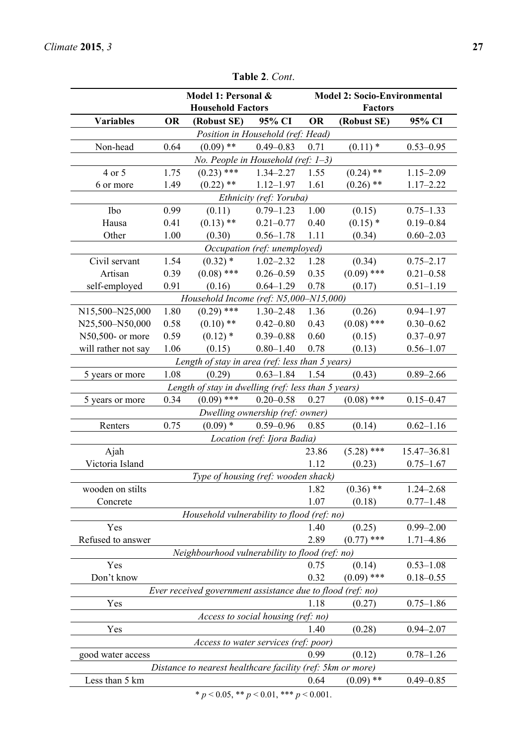**Table 2**. *Cont*.

| | Model 1: Personal & Household Factors | | | Model 2: Socio-Environmental Factors | | |
|---|---|---|---|---|---|---|
| **Variables** | **OR** | **(Robust SE)** | **95% CI** | **OR** | **(Robust SE)** | **95% CI** |
| *Position in Household (ref: Head)* | | | | | | |
| Non-head | 0.64 | (0.09) ** | 0.49–0.83 | 0.71 | (0.11) * | 0.53–0.95 |
| *No. People in Household (ref: 1–3)* | | | | | | |
| 4 or 5 | 1.75 | (0.23) *** | 1.34–2.27 | 1.55 | (0.24) ** | 1.15–2.09 |
| 6 or more | 1.49 | (0.22) ** | 1.12–1.97 | 1.61 | (0.26) ** | 1.17–2.22 |
| *Ethnicity (ref: Yoruba)* | | | | | | |
| Ibo | 0.99 | (0.11) | 0.79–1.23 | 1.00 | (0.15) | 0.75–1.33 |
| Hausa | 0.41 | (0.13) ** | 0.21–0.77 | 0.40 | (0.15) * | 0.19–0.84 |
| Other | 1.00 | (0.30) | 0.56–1.78 | 1.11 | (0.34) | 0.60–2.03 |
| *Occupation (ref: unemployed)* | | | | | | |
| Civil servant | 1.54 | (0.32) * | 1.02–2.32 | 1.28 | (0.34) | 0.75–2.17 |
| Artisan | 0.39 | (0.08) *** | 0.26–0.59 | 0.35 | (0.09) *** | 0.21–0.58 |
| self-employed | 0.91 | (0.16) | 0.64–1.29 | 0.78 | (0.17) | 0.51–1.19 |
| *Household Income (ref: N5,000–N15,000)* | | | | | | |
| N15,500–N25,000 | 1.80 | (0.29) *** | 1.30–2.48 | 1.36 | (0.26) | 0.94–1.97 |
| N25,500–N50,000 | 0.58 | (0.10) ** | 0.42–0.80 | 0.43 | (0.08) *** | 0.30–0.62 |
| N50,500- or more | 0.59 | (0.12) * | 0.39–0.88 | 0.60 | (0.15) | 0.37–0.97 |
| will rather not say | 1.06 | (0.15) | 0.80–1.40 | 0.78 | (0.13) | 0.56–1.07 |
| *Length of stay in area (ref: less than 5 years)* | | | | | | |
| 5 years or more | 1.08 | (0.29) | 0.63–1.84 | 1.54 | (0.43) | 0.89–2.66 |
| *Length of stay in dwelling (ref: less than 5 years)* | | | | | | |
| 5 years or more | 0.34 | (0.09) *** | 0.20–0.58 | 0.27 | (0.08) *** | 0.15–0.47 |
| *Dwelling ownership (ref: owner)* | | | | | | |
| Renters | 0.75 | (0.09) * | 0.59–0.96 | 0.85 | (0.14) | 0.62–1.16 |
| *Location (ref: Ijora Badia)* | | | | | | |
| Ajah | | | | 23.86 | (5.28) *** | 15.47–36.81 |
| Victoria Island | | | | 1.12 | (0.23) | 0.75–1.67 |
| *Type of housing (ref: wooden shack)* | | | | | | |
| wooden on stilts | | | | 1.82 | (0.36) ** | 1.24–2.68 |
| Concrete | | | | 1.07 | (0.18) | 0.77–1.48 |
| *Household vulnerability to flood (ref: no)* | | | | | | |
| Yes | | | | 1.40 | (0.25) | 0.99–2.00 |
| Refused to answer | | | | 2.89 | (0.77) *** | 1.71–4.86 |
| *Neighbourhood vulnerability to flood (ref: no)* | | | | | | |
| Yes | | | | 0.75 | (0.14) | 0.53–1.08 |
| Don't know | | | | 0.32 | (0.09) *** | 0.18–0.55 |
| *Ever received government assistance due to flood (ref: no)* | | | | | | |
| Yes | | | | 1.18 | (0.27) | 0.75–1.86 |
| *Access to social housing (ref: no)* | | | | | | |
| Yes | | | | 1.40 | (0.28) | 0.94–2.07 |
| *Access to water services (ref: poor)* | | | | | | |
| good water access | | | | 0.99 | (0.12) | 0.78–1.26 |
| *Distance to nearest healthcare facility (ref: 5km or more)* | | | | | | |
| Less than 5 km | | | | 0.64 | (0.09) ** | 0.49–0.85 |

* $p < 0.05$, ** $p < 0.01$, *** $p < 0.001$.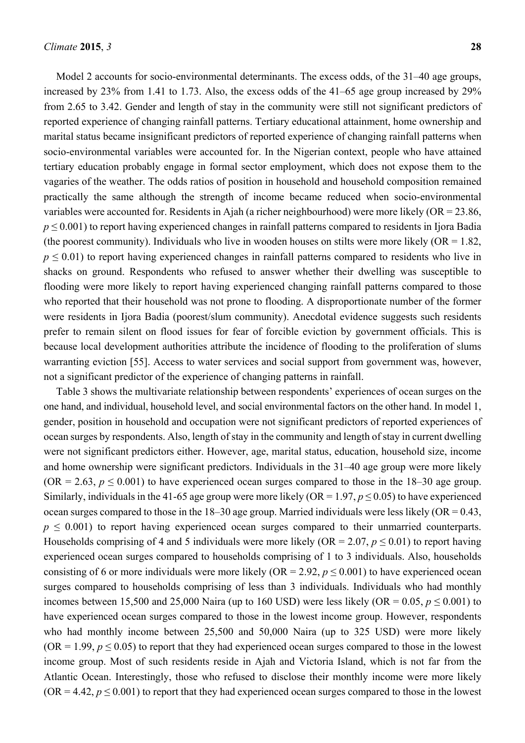Model 2 accounts for socio-environmental determinants. The excess odds, of the 31–40 age groups, increased by 23% from 1.41 to 1.73. Also, the excess odds of the 41–65 age group increased by 29% from 2.65 to 3.42. Gender and length of stay in the community were still not significant predictors of reported experience of changing rainfall patterns. Tertiary educational attainment, home ownership and marital status became insignificant predictors of reported experience of changing rainfall patterns when socio-environmental variables were accounted for. In the Nigerian context, people who have attained tertiary education probably engage in formal sector employment, which does not expose them to the vagaries of the weather. The odds ratios of position in household and household composition remained practically the same although the strength of income became reduced when socio-environmental variables were accounted for. Residents in Ajah (a richer neighbourhood) were more likely (OR = 23.86, $p \leq 0.001$) to report having experienced changes in rainfall patterns compared to residents in Ijora Badia (the poorest community). Individuals who live in wooden houses on stilts were more likely (OR = 1.82, $p \leq 0.01$) to report having experienced changes in rainfall patterns compared to residents who live in shacks on ground. Respondents who refused to answer whether their dwelling was susceptible to flooding were more likely to report having experienced changing rainfall patterns compared to those who reported that their household was not prone to flooding. A disproportionate number of the former were residents in Ijora Badia (poorest/slum community). Anecdotal evidence suggests such residents prefer to remain silent on flood issues for fear of forcible eviction by government officials. This is because local development authorities attribute the incidence of flooding to the proliferation of slums warranting eviction [55]. Access to water services and social support from government was, however, not a significant predictor of the experience of changing patterns in rainfall.

Table 3 shows the multivariate relationship between respondents' experiences of ocean surges on the one hand, and individual, household level, and social environmental factors on the other hand. In model 1, gender, position in household and occupation were not significant predictors of reported experiences of ocean surges by respondents. Also, length of stay in the community and length of stay in current dwelling were not significant predictors either. However, age, marital status, education, household size, income and home ownership were significant predictors. Individuals in the 31–40 age group were more likely (OR = 2.63, $p \leq 0.001$) to have experienced ocean surges compared to those in the 18–30 age group. Similarly, individuals in the 41-65 age group were more likely (OR = 1.97, $p \leq 0.05$) to have experienced ocean surges compared to those in the 18–30 age group. Married individuals were less likely (OR = 0.43, $p \leq 0.001$) to report having experienced ocean surges compared to their unmarried counterparts. Households comprising of 4 and 5 individuals were more likely (OR = 2.07, $p \leq 0.01$) to report having experienced ocean surges compared to households comprising of 1 to 3 individuals. Also, households consisting of 6 or more individuals were more likely (OR = 2.92, $p \leq 0.001$) to have experienced ocean surges compared to households comprising of less than 3 individuals. Individuals who had monthly incomes between 15,500 and 25,000 Naira (up to 160 USD) were less likely (OR = 0.05, $p \leq 0.001$) to have experienced ocean surges compared to those in the lowest income group. However, respondents who had monthly income between 25,500 and 50,000 Naira (up to 325 USD) were more likely (OR = 1.99, $p \leq 0.05$) to report that they had experienced ocean surges compared to those in the lowest income group. Most of such residents reside in Ajah and Victoria Island, which is not far from the Atlantic Ocean. Interestingly, those who refused to disclose their monthly income were more likely (OR = 4.42, $p \leq 0.001$) to report that they had experienced ocean surges compared to those in the lowest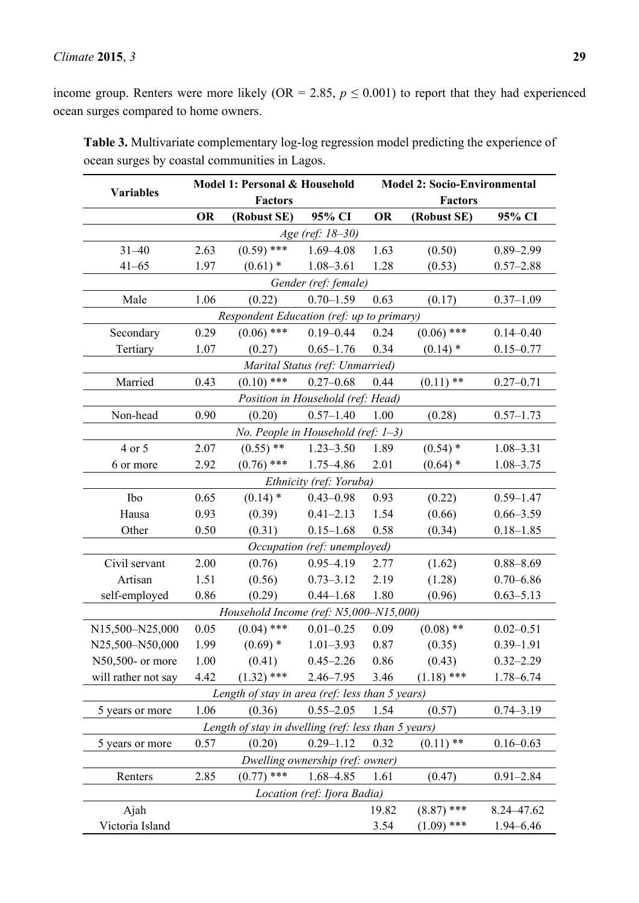income group. Renters were more likely (OR = 2.85, $p \leq 0.001$) to report that they had experienced ocean surges compared to home owners.

**Table 3.** Multivariate complementary log-log regression model predicting the experience of ocean surges by coastal communities in Lagos.

| Variables | Model 1: Personal & Household Factors | | | Model 2: Socio-Environmental Factors | | |
|---|---|---|---|---|---|---|
| | **OR** | **(Robust SE)** | **95% CI** | **OR** | **(Robust SE)** | **95% CI** |
| *Age (ref: 18–30)* | | | | | | |
| 31–40 | 2.63 | (0.59) *** | 1.69–4.08 | 1.63 | (0.50) | 0.89–2.99 |
| 41–65 | 1.97 | (0.61) * | 1.08–3.61 | 1.28 | (0.53) | 0.57–2.88 |
| *Gender (ref: female)* | | | | | | |
| Male | 1.06 | (0.22) | 0.70–1.59 | 0.63 | (0.17) | 0.37–1.09 |
| *Respondent Education (ref: up to primary)* | | | | | | |
| Secondary | 0.29 | (0.06) *** | 0.19–0.44 | 0.24 | (0.06) *** | 0.14–0.40 |
| Tertiary | 1.07 | (0.27) | 0.65–1.76 | 0.34 | (0.14) * | 0.15–0.77 |
| *Marital Status (ref: Unmarried)* | | | | | | |
| Married | 0.43 | (0.10) *** | 0.27–0.68 | 0.44 | (0.11) ** | 0.27–0.71 |
| *Position in Household (ref: Head)* | | | | | | |
| Non-head | 0.90 | (0.20) | 0.57–1.40 | 1.00 | (0.28) | 0.57–1.73 |
| *No. People in Household (ref: 1–3)* | | | | | | |
| 4 or 5 | 2.07 | (0.55) ** | 1.23–3.50 | 1.89 | (0.54) * | 1.08–3.31 |
| 6 or more | 2.92 | (0.76) *** | 1.75–4.86 | 2.01 | (0.64) * | 1.08–3.75 |
| *Ethnicity (ref: Yoruba)* | | | | | | |
| Ibo | 0.65 | (0.14) * | 0.43–0.98 | 0.93 | (0.22) | 0.59–1.47 |
| Hausa | 0.93 | (0.39) | 0.41–2.13 | 1.54 | (0.66) | 0.66–3.59 |
| Other | 0.50 | (0.31) | 0.15–1.68 | 0.58 | (0.34) | 0.18–1.85 |
| *Occupation (ref: unemployed)* | | | | | | |
| Civil servant | 2.00 | (0.76) | 0.95–4.19 | 2.77 | (1.62) | 0.88–8.69 |
| Artisan | 1.51 | (0.56) | 0.73–3.12 | 2.19 | (1.28) | 0.70–6.86 |
| self-employed | 0.86 | (0.29) | 0.44–1.68 | 1.80 | (0.96) | 0.63–5.13 |
| *Household Income (ref: N5,000–N15,000)* | | | | | | |
| N15,500–N25,000 | 0.05 | (0.04) *** | 0.01–0.25 | 0.09 | (0.08) ** | 0.02–0.51 |
| N25,500–N50,000 | 1.99 | (0.69) * | 1.01–3.93 | 0.87 | (0.35) | 0.39–1.91 |
| N50,500- or more | 1.00 | (0.41) | 0.45–2.26 | 0.86 | (0.43) | 0.32–2.29 |
| will rather not say | 4.42 | (1.32) *** | 2.46–7.95 | 3.46 | (1.18) *** | 1.78–6.74 |
| *Length of stay in area (ref: less than 5 years)* | | | | | | |
| 5 years or more | 1.06 | (0.36) | 0.55–2.05 | 1.54 | (0.57) | 0.74–3.19 |
| *Length of stay in dwelling (ref: less than 5 years)* | | | | | | |
| 5 years or more | 0.57 | (0.20) | 0.29–1.12 | 0.32 | (0.11) ** | 0.16–0.63 |
| *Dwelling ownership (ref: owner)* | | | | | | |
| Renters | 2.85 | (0.77) *** | 1.68–4.85 | 1.61 | (0.47) | 0.91–2.84 |
| *Location (ref: Ijora Badia)* | | | | | | |
| Ajah | | | | 19.82 | (8.87) *** | 8.24–47.62 |
| Victoria Island | | | | 3.54 | (1.09) *** | 1.94–6.46 |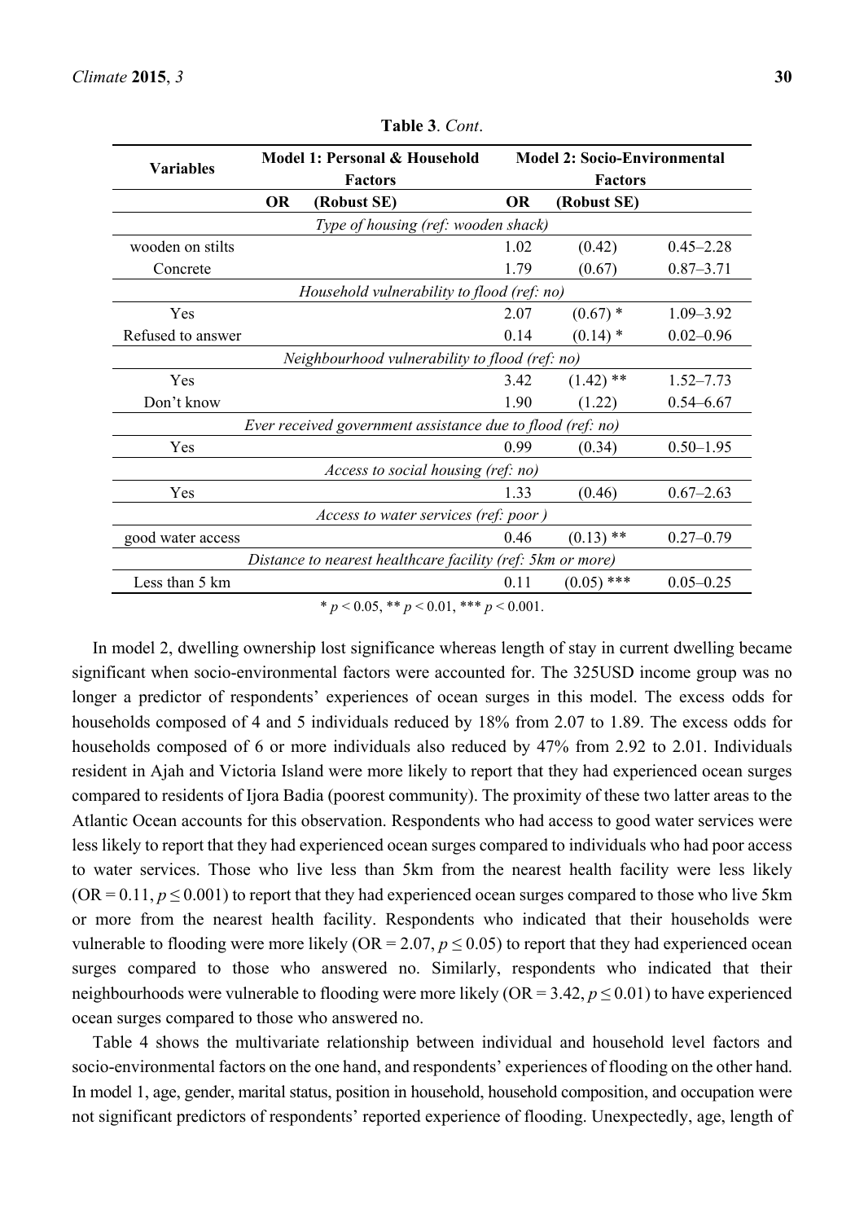**Table 3**. *Cont*.

| Variables | Model 1: Personal & Household Factors | | Model 2: Socio-Environmental Factors | | |
|---|---|---|---|---|---|
| | OR | (Robust SE) | OR | (Robust SE) | |
| *Type of housing (ref: wooden shack)* | | | | | |
| wooden on stilts | | | 1.02 | (0.42) | 0.45–2.28 |
| Concrete | | | 1.79 | (0.67) | 0.87–3.71 |
| *Household vulnerability to flood (ref: no)* | | | | | |
| Yes | | | 2.07 | (0.67) * | 1.09–3.92 |
| Refused to answer | | | 0.14 | (0.14) * | 0.02–0.96 |
| *Neighbourhood vulnerability to flood (ref: no)* | | | | | |
| Yes | | | 3.42 | (1.42) ** | 1.52–7.73 |
| Don't know | | | 1.90 | (1.22) | 0.54–6.67 |
| *Ever received government assistance due to flood (ref: no)* | | | | | |
| Yes | | | 0.99 | (0.34) | 0.50–1.95 |
| *Access to social housing (ref: no)* | | | | | |
| Yes | | | 1.33 | (0.46) | 0.67–2.63 |
| *Access to water services (ref: poor )* | | | | | |
| good water access | | | 0.46 | (0.13) ** | 0.27–0.79 |
| *Distance to nearest healthcare facility (ref: 5km or more)* | | | | | |
| Less than 5 km | | | 0.11 | (0.05) *** | 0.05–0.25 |

* $p < 0.05$, ** $p < 0.01$, *** $p < 0.001$.

In model 2, dwelling ownership lost significance whereas length of stay in current dwelling became significant when socio-environmental factors were accounted for. The 325USD income group was no longer a predictor of respondents' experiences of ocean surges in this model. The excess odds for households composed of 4 and 5 individuals reduced by 18% from 2.07 to 1.89. The excess odds for households composed of 6 or more individuals also reduced by 47% from 2.92 to 2.01. Individuals resident in Ajah and Victoria Island were more likely to report that they had experienced ocean surges compared to residents of Ijora Badia (poorest community). The proximity of these two latter areas to the Atlantic Ocean accounts for this observation. Respondents who had access to good water services were less likely to report that they had experienced ocean surges compared to individuals who had poor access to water services. Those who live less than 5km from the nearest health facility were less likely (OR = 0.11, $p \leq 0.001$) to report that they had experienced ocean surges compared to those who live 5km or more from the nearest health facility. Respondents who indicated that their households were vulnerable to flooding were more likely (OR = 2.07, $p \leq 0.05$) to report that they had experienced ocean surges compared to those who answered no. Similarly, respondents who indicated that their neighbourhoods were vulnerable to flooding were more likely (OR = 3.42, $p \leq 0.01$) to have experienced ocean surges compared to those who answered no.

Table 4 shows the multivariate relationship between individual and household level factors and socio-environmental factors on the one hand, and respondents' experiences of flooding on the other hand. In model 1, age, gender, marital status, position in household, household composition, and occupation were not significant predictors of respondents' reported experience of flooding. Unexpectedly, age, length of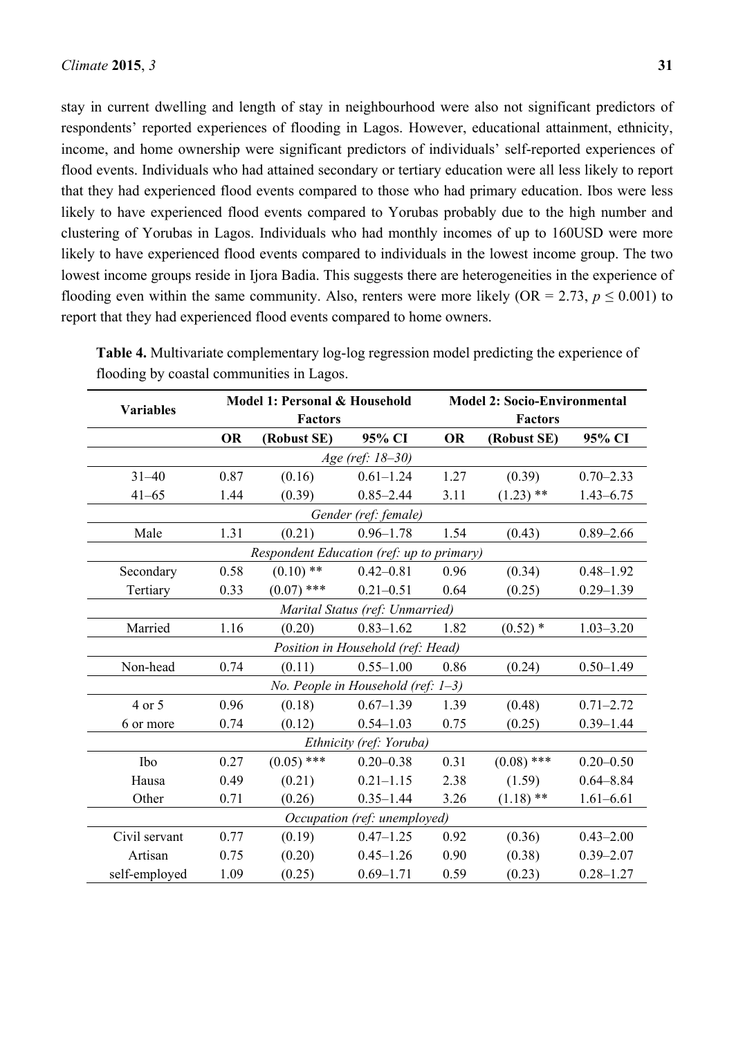stay in current dwelling and length of stay in neighbourhood were also not significant predictors of respondents' reported experiences of flooding in Lagos. However, educational attainment, ethnicity, income, and home ownership were significant predictors of individuals' self-reported experiences of flood events. Individuals who had attained secondary or tertiary education were all less likely to report that they had experienced flood events compared to those who had primary education. Ibos were less likely to have experienced flood events compared to Yorubas probably due to the high number and clustering of Yorubas in Lagos. Individuals who had monthly incomes of up to 160USD were more likely to have experienced flood events compared to individuals in the lowest income group. The two lowest income groups reside in Ijora Badia. This suggests there are heterogeneities in the experience of flooding even within the same community. Also, renters were more likely (OR = 2.73, $p \leq 0.001$) to report that they had experienced flood events compared to home owners.

**Table 4.** Multivariate complementary log-log regression model predicting the experience of flooding by coastal communities in Lagos.

| Variables | Model 1: Personal & Household Factors | | | Model 2: Socio-Environmental Factors | | |
|---|---|---|---|---|---|---|
| | **OR** | **(Robust SE)** | **95% CI** | **OR** | **(Robust SE)** | **95% CI** |
| *Age (ref: 18–30)* | | | | | | |
| 31–40 | 0.87 | (0.16) | 0.61–1.24 | 1.27 | (0.39) | 0.70–2.33 |
| 41–65 | 1.44 | (0.39) | 0.85–2.44 | 3.11 | (1.23) ** | 1.43–6.75 |
| *Gender (ref: female)* | | | | | | |
| Male | 1.31 | (0.21) | 0.96–1.78 | 1.54 | (0.43) | 0.89–2.66 |
| *Respondent Education (ref: up to primary)* | | | | | | |
| Secondary | 0.58 | (0.10) ** | 0.42–0.81 | 0.96 | (0.34) | 0.48–1.92 |
| Tertiary | 0.33 | (0.07) *** | 0.21–0.51 | 0.64 | (0.25) | 0.29–1.39 |
| *Marital Status (ref: Unmarried)* | | | | | | |
| Married | 1.16 | (0.20) | 0.83–1.62 | 1.82 | (0.52) * | 1.03–3.20 |
| *Position in Household (ref: Head)* | | | | | | |
| Non-head | 0.74 | (0.11) | 0.55–1.00 | 0.86 | (0.24) | 0.50–1.49 |
| *No. People in Household (ref: 1–3)* | | | | | | |
| 4 or 5 | 0.96 | (0.18) | 0.67–1.39 | 1.39 | (0.48) | 0.71–2.72 |
| 6 or more | 0.74 | (0.12) | 0.54–1.03 | 0.75 | (0.25) | 0.39–1.44 |
| *Ethnicity (ref: Yoruba)* | | | | | | |
| Ibo | 0.27 | (0.05) *** | 0.20–0.38 | 0.31 | (0.08) *** | 0.20–0.50 |
| Hausa | 0.49 | (0.21) | 0.21–1.15 | 2.38 | (1.59) | 0.64–8.84 |
| Other | 0.71 | (0.26) | 0.35–1.44 | 3.26 | (1.18) ** | 1.61–6.61 |
| *Occupation (ref: unemployed)* | | | | | | |
| Civil servant | 0.77 | (0.19) | 0.47–1.25 | 0.92 | (0.36) | 0.43–2.00 |
| Artisan | 0.75 | (0.20) | 0.45–1.26 | 0.90 | (0.38) | 0.39–2.07 |
| self-employed | 1.09 | (0.25) | 0.69–1.71 | 0.59 | (0.23) | 0.28–1.27 |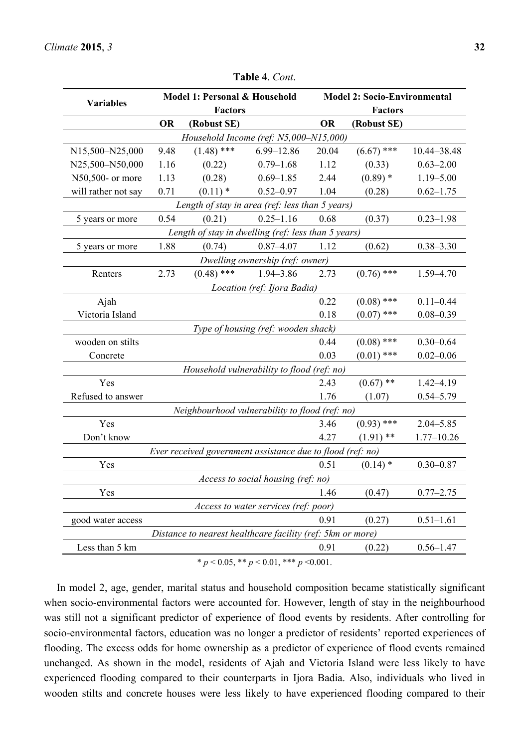**Table 4**. *Cont*.

| Variables | Model 1: Personal & Household Factors | | | Model 2: Socio-Environmental Factors | | |
|---|---|---|---|---|---|---|
| | OR | (Robust SE) | | OR | (Robust SE) | |
| *Household Income (ref: N5,000–N15,000)* | | | | | | |
| N15,500–N25,000 | 9.48 | (1.48) *** | 6.99–12.86 | 20.04 | (6.67) *** | 10.44–38.48 |
| N25,500–N50,000 | 1.16 | (0.22) | 0.79–1.68 | 1.12 | (0.33) | 0.63–2.00 |
| N50,500- or more | 1.13 | (0.28) | 0.69–1.85 | 2.44 | (0.89) * | 1.19–5.00 |
| will rather not say | 0.71 | (0.11) * | 0.52–0.97 | 1.04 | (0.28) | 0.62–1.75 |
| *Length of stay in area (ref: less than 5 years)* | | | | | | |
| 5 years or more | 0.54 | (0.21) | 0.25–1.16 | 0.68 | (0.37) | 0.23–1.98 |
| *Length of stay in dwelling (ref: less than 5 years)* | | | | | | |
| 5 years or more | 1.88 | (0.74) | 0.87–4.07 | 1.12 | (0.62) | 0.38–3.30 |
| *Dwelling ownership (ref: owner)* | | | | | | |
| Renters | 2.73 | (0.48) *** | 1.94–3.86 | 2.73 | (0.76) *** | 1.59–4.70 |
| *Location (ref: Ijora Badia)* | | | | | | |
| Ajah | | | | 0.22 | (0.08) *** | 0.11–0.44 |
| Victoria Island | | | | 0.18 | (0.07) *** | 0.08–0.39 |
| *Type of housing (ref: wooden shack)* | | | | | | |
| wooden on stilts | | | | 0.44 | (0.08) *** | 0.30–0.64 |
| Concrete | | | | 0.03 | (0.01) *** | 0.02–0.06 |
| *Household vulnerability to flood (ref: no)* | | | | | | |
| Yes | | | | 2.43 | (0.67) ** | 1.42–4.19 |
| Refused to answer | | | | 1.76 | (1.07) | 0.54–5.79 |
| *Neighbourhood vulnerability to flood (ref: no)* | | | | | | |
| Yes | | | | 3.46 | (0.93) *** | 2.04–5.85 |
| Don't know | | | | 4.27 | (1.91) ** | 1.77–10.26 |
| *Ever received government assistance due to flood (ref: no)* | | | | | | |
| Yes | | | | 0.51 | (0.14) * | 0.30–0.87 |
| *Access to social housing (ref: no)* | | | | | | |
| Yes | | | | 1.46 | (0.47) | 0.77–2.75 |
| *Access to water services (ref: poor)* | | | | | | |
| good water access | | | | 0.91 | (0.27) | 0.51–1.61 |
| *Distance to nearest healthcare facility (ref: 5km or more)* | | | | | | |
| Less than 5 km | | | | 0.91 | (0.22) | 0.56–1.47 |

* $p < 0.05$, ** $p < 0.01$, *** $p < 0.001$.

In model 2, age, gender, marital status and household composition became statistically significant when socio-environmental factors were accounted for. However, length of stay in the neighbourhood was still not a significant predictor of experience of flood events by residents. After controlling for socio-environmental factors, education was no longer a predictor of residents' reported experiences of flooding. The excess odds for home ownership as a predictor of experience of flood events remained unchanged. As shown in the model, residents of Ajah and Victoria Island were less likely to have experienced flooding compared to their counterparts in Ijora Badia. Also, individuals who lived in wooden stilts and concrete houses were less likely to have experienced flooding compared to their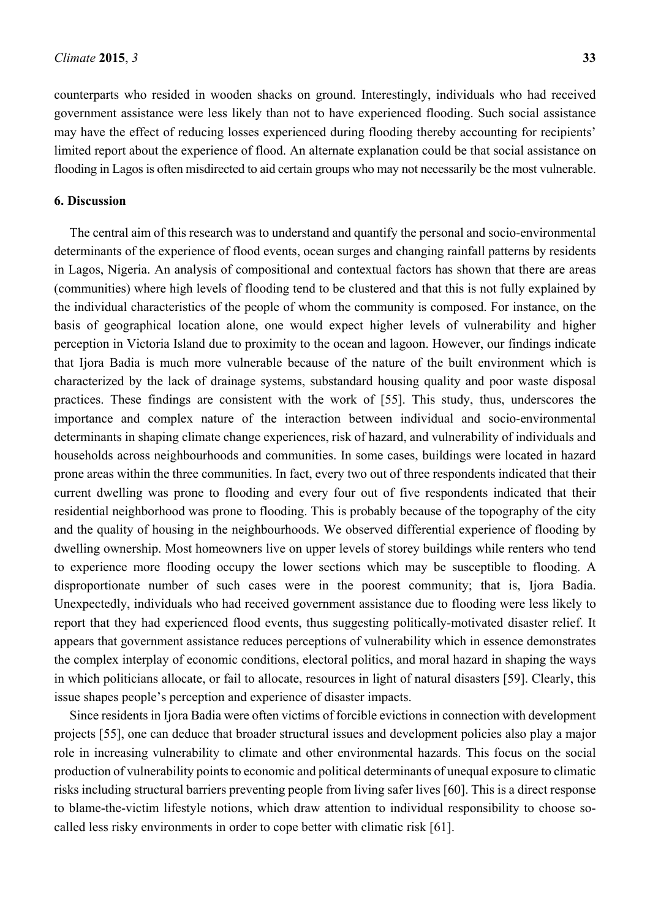counterparts who resided in wooden shacks on ground. Interestingly, individuals who had received government assistance were less likely than not to have experienced flooding. Such social assistance may have the effect of reducing losses experienced during flooding thereby accounting for recipients' limited report about the experience of flood. An alternate explanation could be that social assistance on flooding in Lagos is often misdirected to aid certain groups who may not necessarily be the most vulnerable.

## 6. Discussion

The central aim of this research was to understand and quantify the personal and socio-environmental determinants of the experience of flood events, ocean surges and changing rainfall patterns by residents in Lagos, Nigeria. An analysis of compositional and contextual factors has shown that there are areas (communities) where high levels of flooding tend to be clustered and that this is not fully explained by the individual characteristics of the people of whom the community is composed. For instance, on the basis of geographical location alone, one would expect higher levels of vulnerability and higher perception in Victoria Island due to proximity to the ocean and lagoon. However, our findings indicate that Ijora Badia is much more vulnerable because of the nature of the built environment which is characterized by the lack of drainage systems, substandard housing quality and poor waste disposal practices. These findings are consistent with the work of [55]. This study, thus, underscores the importance and complex nature of the interaction between individual and socio-environmental determinants in shaping climate change experiences, risk of hazard, and vulnerability of individuals and households across neighbourhoods and communities. In some cases, buildings were located in hazard prone areas within the three communities. In fact, every two out of three respondents indicated that their current dwelling was prone to flooding and every four out of five respondents indicated that their residential neighborhood was prone to flooding. This is probably because of the topography of the city and the quality of housing in the neighbourhoods. We observed differential experience of flooding by dwelling ownership. Most homeowners live on upper levels of storey buildings while renters who tend to experience more flooding occupy the lower sections which may be susceptible to flooding. A disproportionate number of such cases were in the poorest community; that is, Ijora Badia. Unexpectedly, individuals who had received government assistance due to flooding were less likely to report that they had experienced flood events, thus suggesting politically-motivated disaster relief. It appears that government assistance reduces perceptions of vulnerability which in essence demonstrates the complex interplay of economic conditions, electoral politics, and moral hazard in shaping the ways in which politicians allocate, or fail to allocate, resources in light of natural disasters [59]. Clearly, this issue shapes people's perception and experience of disaster impacts.

Since residents in Ijora Badia were often victims of forcible evictions in connection with development projects [55], one can deduce that broader structural issues and development policies also play a major role in increasing vulnerability to climate and other environmental hazards. This focus on the social production of vulnerability points to economic and political determinants of unequal exposure to climatic risks including structural barriers preventing people from living safer lives [60]. This is a direct response to blame-the-victim lifestyle notions, which draw attention to individual responsibility to choose so-called less risky environments in order to cope better with climatic risk [61].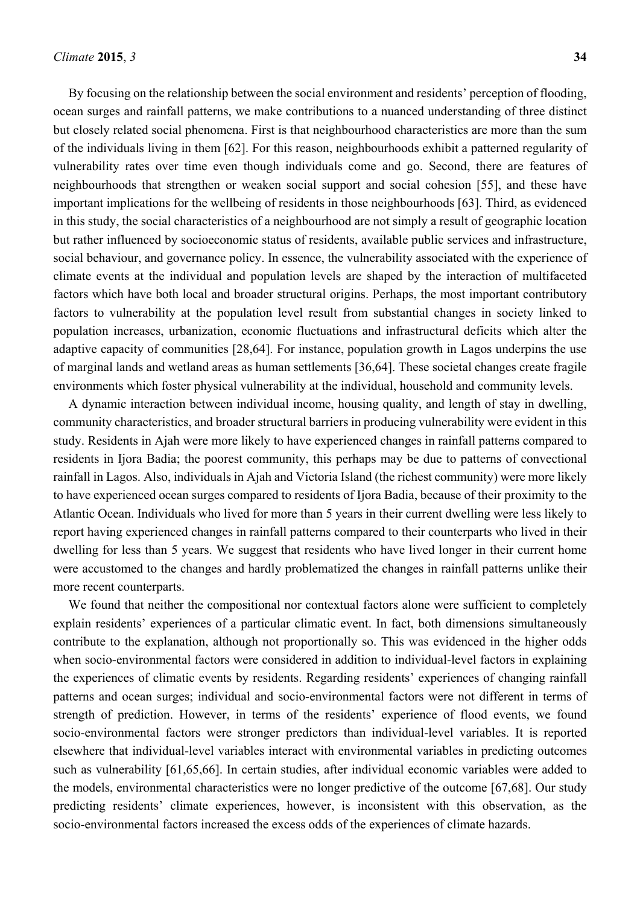By focusing on the relationship between the social environment and residents' perception of flooding, ocean surges and rainfall patterns, we make contributions to a nuanced understanding of three distinct but closely related social phenomena. First is that neighbourhood characteristics are more than the sum of the individuals living in them [62]. For this reason, neighbourhoods exhibit a patterned regularity of vulnerability rates over time even though individuals come and go. Second, there are features of neighbourhoods that strengthen or weaken social support and social cohesion [55], and these have important implications for the wellbeing of residents in those neighbourhoods [63]. Third, as evidenced in this study, the social characteristics of a neighbourhood are not simply a result of geographic location but rather influenced by socioeconomic status of residents, available public services and infrastructure, social behaviour, and governance policy. In essence, the vulnerability associated with the experience of climate events at the individual and population levels are shaped by the interaction of multifaceted factors which have both local and broader structural origins. Perhaps, the most important contributory factors to vulnerability at the population level result from substantial changes in society linked to population increases, urbanization, economic fluctuations and infrastructural deficits which alter the adaptive capacity of communities [28,64]. For instance, population growth in Lagos underpins the use of marginal lands and wetland areas as human settlements [36,64]. These societal changes create fragile environments which foster physical vulnerability at the individual, household and community levels.

A dynamic interaction between individual income, housing quality, and length of stay in dwelling, community characteristics, and broader structural barriers in producing vulnerability were evident in this study. Residents in Ajah were more likely to have experienced changes in rainfall patterns compared to residents in Ijora Badia; the poorest community, this perhaps may be due to patterns of convectional rainfall in Lagos. Also, individuals in Ajah and Victoria Island (the richest community) were more likely to have experienced ocean surges compared to residents of Ijora Badia, because of their proximity to the Atlantic Ocean. Individuals who lived for more than 5 years in their current dwelling were less likely to report having experienced changes in rainfall patterns compared to their counterparts who lived in their dwelling for less than 5 years. We suggest that residents who have lived longer in their current home were accustomed to the changes and hardly problematized the changes in rainfall patterns unlike their more recent counterparts.

We found that neither the compositional nor contextual factors alone were sufficient to completely explain residents' experiences of a particular climatic event. In fact, both dimensions simultaneously contribute to the explanation, although not proportionally so. This was evidenced in the higher odds when socio-environmental factors were considered in addition to individual-level factors in explaining the experiences of climatic events by residents. Regarding residents' experiences of changing rainfall patterns and ocean surges; individual and socio-environmental factors were not different in terms of strength of prediction. However, in terms of the residents' experience of flood events, we found socio-environmental factors were stronger predictors than individual-level variables. It is reported elsewhere that individual-level variables interact with environmental variables in predicting outcomes such as vulnerability [61,65,66]. In certain studies, after individual economic variables were added to the models, environmental characteristics were no longer predictive of the outcome [67,68]. Our study predicting residents' climate experiences, however, is inconsistent with this observation, as the socio-environmental factors increased the excess odds of the experiences of climate hazards.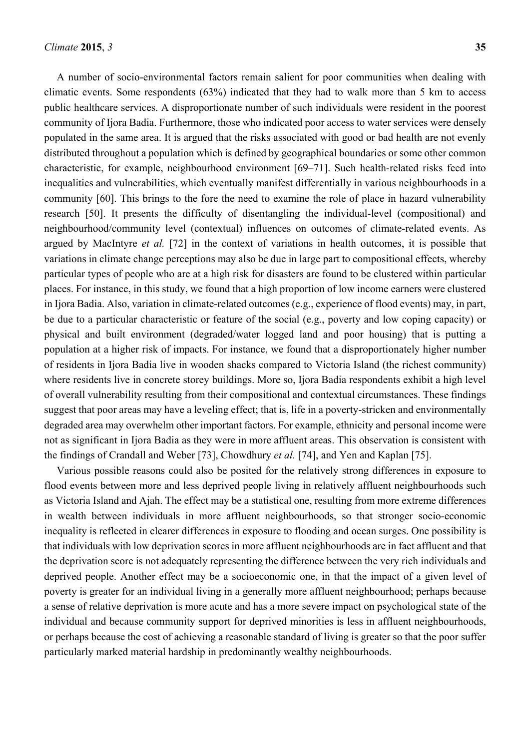A number of socio-environmental factors remain salient for poor communities when dealing with climatic events. Some respondents (63%) indicated that they had to walk more than 5 km to access public healthcare services. A disproportionate number of such individuals were resident in the poorest community of Ijora Badia. Furthermore, those who indicated poor access to water services were densely populated in the same area. It is argued that the risks associated with good or bad health are not evenly distributed throughout a population which is defined by geographical boundaries or some other common characteristic, for example, neighbourhood environment [69–71]. Such health-related risks feed into inequalities and vulnerabilities, which eventually manifest differentially in various neighbourhoods in a community [60]. This brings to the fore the need to examine the role of place in hazard vulnerability research [50]. It presents the difficulty of disentangling the individual-level (compositional) and neighbourhood/community level (contextual) influences on outcomes of climate-related events. As argued by MacIntyre *et al.* [72] in the context of variations in health outcomes, it is possible that variations in climate change perceptions may also be due in large part to compositional effects, whereby particular types of people who are at a high risk for disasters are found to be clustered within particular places. For instance, in this study, we found that a high proportion of low income earners were clustered in Ijora Badia. Also, variation in climate-related outcomes (e.g., experience of flood events) may, in part, be due to a particular characteristic or feature of the social (e.g., poverty and low coping capacity) or physical and built environment (degraded/water logged land and poor housing) that is putting a population at a higher risk of impacts. For instance, we found that a disproportionately higher number of residents in Ijora Badia live in wooden shacks compared to Victoria Island (the richest community) where residents live in concrete storey buildings. More so, Ijora Badia respondents exhibit a high level of overall vulnerability resulting from their compositional and contextual circumstances. These findings suggest that poor areas may have a leveling effect; that is, life in a poverty-stricken and environmentally degraded area may overwhelm other important factors. For example, ethnicity and personal income were not as significant in Ijora Badia as they were in more affluent areas. This observation is consistent with the findings of Crandall and Weber [73], Chowdhury *et al.* [74], and Yen and Kaplan [75].

Various possible reasons could also be posited for the relatively strong differences in exposure to flood events between more and less deprived people living in relatively affluent neighbourhoods such as Victoria Island and Ajah. The effect may be a statistical one, resulting from more extreme differences in wealth between individuals in more affluent neighbourhoods, so that stronger socio-economic inequality is reflected in clearer differences in exposure to flooding and ocean surges. One possibility is that individuals with low deprivation scores in more affluent neighbourhoods are in fact affluent and that the deprivation score is not adequately representing the difference between the very rich individuals and deprived people. Another effect may be a socioeconomic one, in that the impact of a given level of poverty is greater for an individual living in a generally more affluent neighbourhood; perhaps because a sense of relative deprivation is more acute and has a more severe impact on psychological state of the individual and because community support for deprived minorities is less in affluent neighbourhoods, or perhaps because the cost of achieving a reasonable standard of living is greater so that the poor suffer particularly marked material hardship in predominantly wealthy neighbourhoods.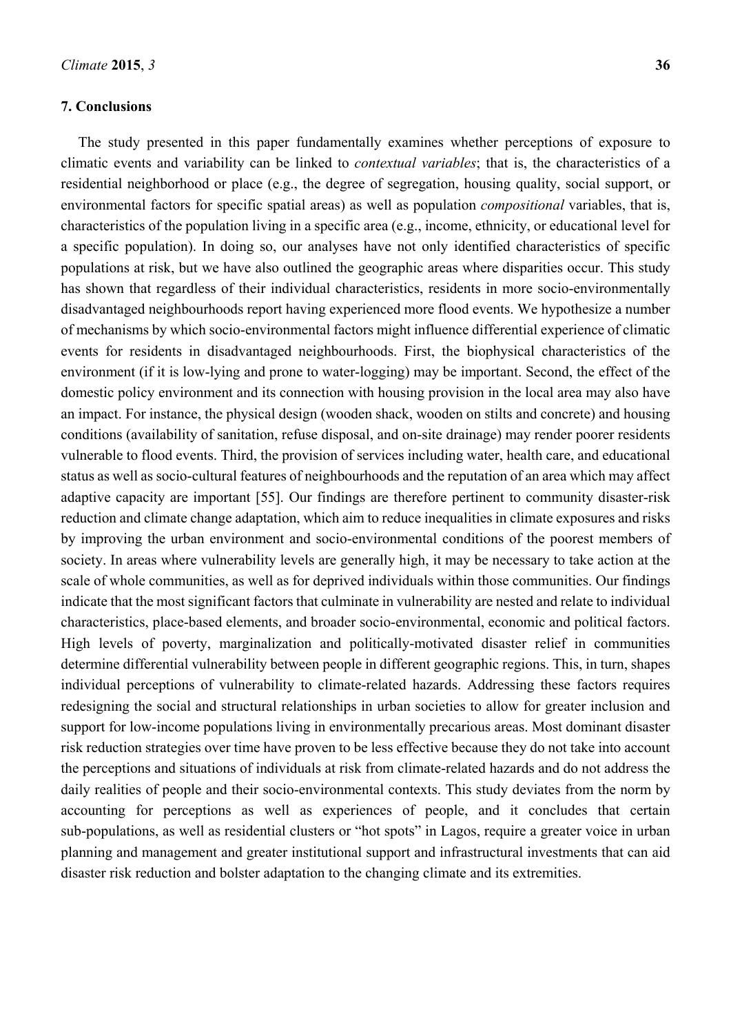## 7. Conclusions

The study presented in this paper fundamentally examines whether perceptions of exposure to climatic events and variability can be linked to *contextual variables*; that is, the characteristics of a residential neighborhood or place (e.g., the degree of segregation, housing quality, social support, or environmental factors for specific spatial areas) as well as population *compositional* variables, that is, characteristics of the population living in a specific area (e.g., income, ethnicity, or educational level for a specific population). In doing so, our analyses have not only identified characteristics of specific populations at risk, but we have also outlined the geographic areas where disparities occur. This study has shown that regardless of their individual characteristics, residents in more socio-environmentally disadvantaged neighbourhoods report having experienced more flood events. We hypothesize a number of mechanisms by which socio-environmental factors might influence differential experience of climatic events for residents in disadvantaged neighbourhoods. First, the biophysical characteristics of the environment (if it is low-lying and prone to water-logging) may be important. Second, the effect of the domestic policy environment and its connection with housing provision in the local area may also have an impact. For instance, the physical design (wooden shack, wooden on stilts and concrete) and housing conditions (availability of sanitation, refuse disposal, and on-site drainage) may render poorer residents vulnerable to flood events. Third, the provision of services including water, health care, and educational status as well as socio-cultural features of neighbourhoods and the reputation of an area which may affect adaptive capacity are important [55]. Our findings are therefore pertinent to community disaster-risk reduction and climate change adaptation, which aim to reduce inequalities in climate exposures and risks by improving the urban environment and socio-environmental conditions of the poorest members of society. In areas where vulnerability levels are generally high, it may be necessary to take action at the scale of whole communities, as well as for deprived individuals within those communities. Our findings indicate that the most significant factors that culminate in vulnerability are nested and relate to individual characteristics, place-based elements, and broader socio-environmental, economic and political factors. High levels of poverty, marginalization and politically-motivated disaster relief in communities determine differential vulnerability between people in different geographic regions. This, in turn, shapes individual perceptions of vulnerability to climate-related hazards. Addressing these factors requires redesigning the social and structural relationships in urban societies to allow for greater inclusion and support for low-income populations living in environmentally precarious areas. Most dominant disaster risk reduction strategies over time have proven to be less effective because they do not take into account the perceptions and situations of individuals at risk from climate-related hazards and do not address the daily realities of people and their socio-environmental contexts. This study deviates from the norm by accounting for perceptions as well as experiences of people, and it concludes that certain sub-populations, as well as residential clusters or "hot spots" in Lagos, require a greater voice in urban planning and management and greater institutional support and infrastructural investments that can aid disaster risk reduction and bolster adaptation to the changing climate and its extremities.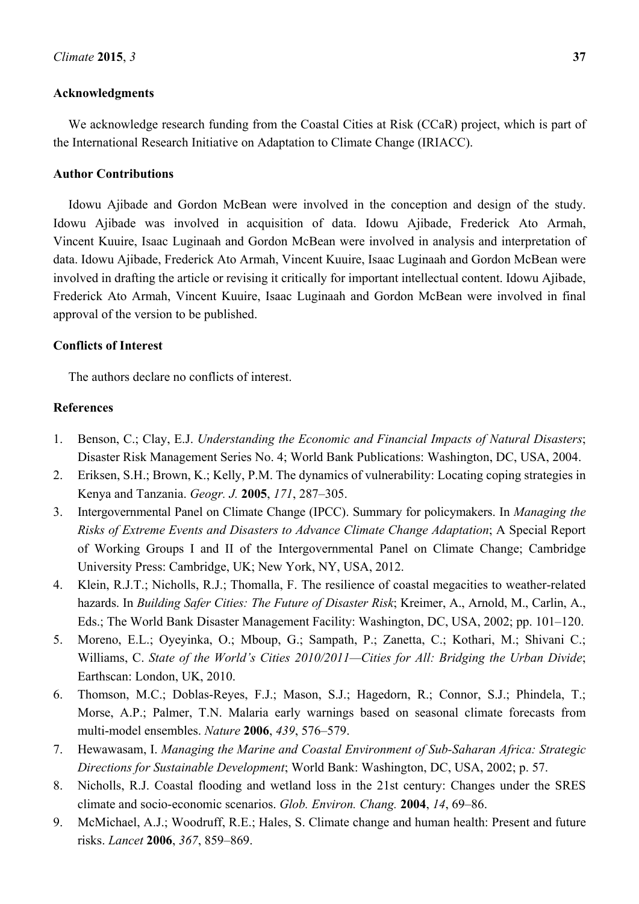## Acknowledgments

We acknowledge research funding from the Coastal Cities at Risk (CCaR) project, which is part of the International Research Initiative on Adaptation to Climate Change (IRIACC).

## Author Contributions

Idowu Ajibade and Gordon McBean were involved in the conception and design of the study. Idowu Ajibade was involved in acquisition of data. Idowu Ajibade, Frederick Ato Armah, Vincent Kuuire, Isaac Luginaah and Gordon McBean were involved in analysis and interpretation of data. Idowu Ajibade, Frederick Ato Armah, Vincent Kuuire, Isaac Luginaah and Gordon McBean were involved in drafting the article or revising it critically for important intellectual content. Idowu Ajibade, Frederick Ato Armah, Vincent Kuuire, Isaac Luginaah and Gordon McBean were involved in final approval of the version to be published.

## Conflicts of Interest

The authors declare no conflicts of interest.

## References

1. Benson, C.; Clay, E.J. *Understanding the Economic and Financial Impacts of Natural Disasters*; Disaster Risk Management Series No. 4; World Bank Publications: Washington, DC, USA, 2004.
2. Eriksen, S.H.; Brown, K.; Kelly, P.M. The dynamics of vulnerability: Locating coping strategies in Kenya and Tanzania. *Geogr. J.* **2005**, *171*, 287–305.
3. Intergovernmental Panel on Climate Change (IPCC). Summary for policymakers. In *Managing the Risks of Extreme Events and Disasters to Advance Climate Change Adaptation*; A Special Report of Working Groups I and II of the Intergovernmental Panel on Climate Change; Cambridge University Press: Cambridge, UK; New York, NY, USA, 2012.
4. Klein, R.J.T.; Nicholls, R.J.; Thomalla, F. The resilience of coastal megacities to weather-related hazards. In *Building Safer Cities: The Future of Disaster Risk*; Kreimer, A., Arnold, M., Carlin, A., Eds.; The World Bank Disaster Management Facility: Washington, DC, USA, 2002; pp. 101–120.
5. Moreno, E.L.; Oyeyinka, O.; Mboup, G.; Sampath, P.; Zanetta, C.; Kothari, M.; Shivani C.; Williams, C. *State of the World's Cities 2010/2011—Cities for All: Bridging the Urban Divide*; Earthscan: London, UK, 2010.
6. Thomson, M.C.; Doblas-Reyes, F.J.; Mason, S.J.; Hagedorn, R.; Connor, S.J.; Phindela, T.; Morse, A.P.; Palmer, T.N. Malaria early warnings based on seasonal climate forecasts from multi-model ensembles. *Nature* **2006**, *439*, 576–579.
7. Hewawasam, I. *Managing the Marine and Coastal Environment of Sub-Saharan Africa: Strategic Directions for Sustainable Development*; World Bank: Washington, DC, USA, 2002; p. 57.
8. Nicholls, R.J. Coastal flooding and wetland loss in the 21st century: Changes under the SRES climate and socio-economic scenarios. *Glob. Environ. Chang.* **2004**, *14*, 69–86.
9. McMichael, A.J.; Woodruff, R.E.; Hales, S. Climate change and human health: Present and future risks. *Lancet* **2006**, *367*, 859–869.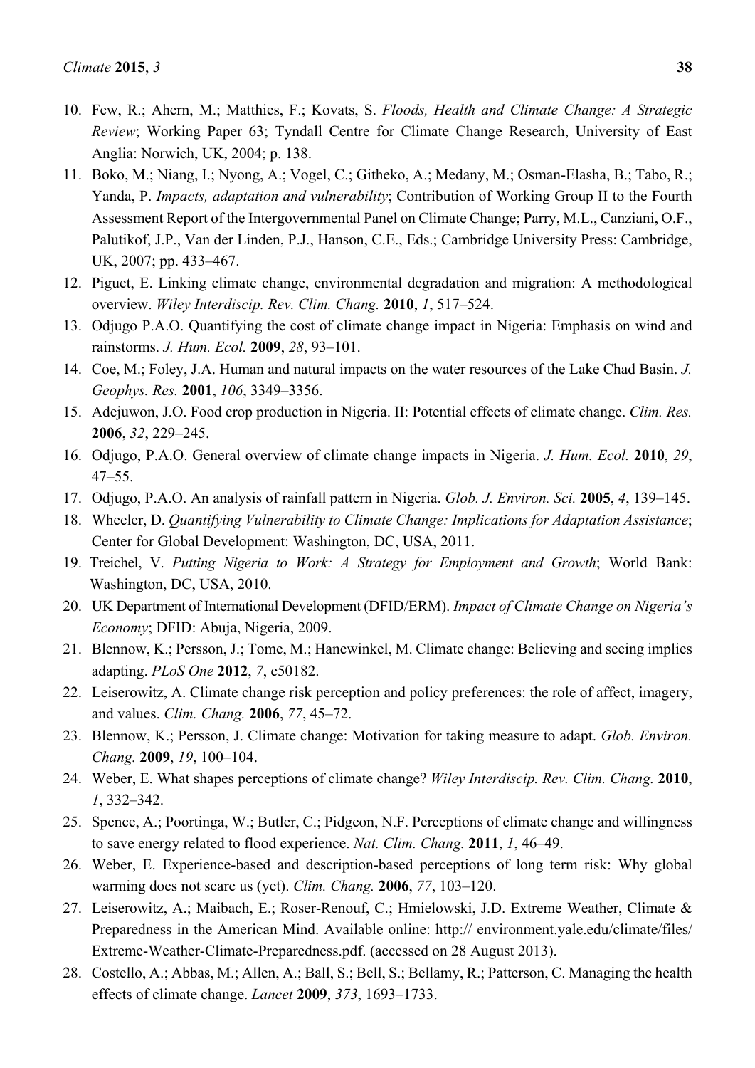10. Few, R.; Ahern, M.; Matthies, F.; Kovats, S. *Floods, Health and Climate Change: A Strategic Review*; Working Paper 63; Tyndall Centre for Climate Change Research, University of East Anglia: Norwich, UK, 2004; p. 138.
11. Boko, M.; Niang, I.; Nyong, A.; Vogel, C.; Githeko, A.; Medany, M.; Osman-Elasha, B.; Tabo, R.; Yanda, P. *Impacts, adaptation and vulnerability*; Contribution of Working Group II to the Fourth Assessment Report of the Intergovernmental Panel on Climate Change; Parry, M.L., Canziani, O.F., Palutikof, J.P., Van der Linden, P.J., Hanson, C.E., Eds.; Cambridge University Press: Cambridge, UK, 2007; pp. 433–467.
12. Piguet, E. Linking climate change, environmental degradation and migration: A methodological overview. *Wiley Interdiscip. Rev. Clim. Chang.* **2010**, *1*, 517–524.
13. Odjugo P.A.O. Quantifying the cost of climate change impact in Nigeria: Emphasis on wind and rainstorms. *J. Hum. Ecol.* **2009**, *28*, 93–101.
14. Coe, M.; Foley, J.A. Human and natural impacts on the water resources of the Lake Chad Basin. *J. Geophys. Res.* **2001**, *106*, 3349–3356.
15. Adejuwon, J.O. Food crop production in Nigeria. II: Potential effects of climate change. *Clim. Res.* **2006**, *32*, 229–245.
16. Odjugo, P.A.O. General overview of climate change impacts in Nigeria. *J. Hum. Ecol.* **2010**, *29*, 47–55.
17. Odjugo, P.A.O. An analysis of rainfall pattern in Nigeria. *Glob. J. Environ. Sci.* **2005**, *4*, 139–145.
18. Wheeler, D. *Quantifying Vulnerability to Climate Change: Implications for Adaptation Assistance*; Center for Global Development: Washington, DC, USA, 2011.
19. Treichel, V. *Putting Nigeria to Work: A Strategy for Employment and Growth*; World Bank: Washington, DC, USA, 2010.
20. UK Department of International Development (DFID/ERM). *Impact of Climate Change on Nigeria's Economy*; DFID: Abuja, Nigeria, 2009.
21. Blennow, K.; Persson, J.; Tome, M.; Hanewinkel, M. Climate change: Believing and seeing implies adapting. *PLoS One* **2012**, *7*, e50182.
22. Leiserowitz, A. Climate change risk perception and policy preferences: the role of affect, imagery, and values. *Clim. Chang.* **2006**, *77*, 45–72.
23. Blennow, K.; Persson, J. Climate change: Motivation for taking measure to adapt. *Glob. Environ. Chang.* **2009**, *19*, 100–104.
24. Weber, E. What shapes perceptions of climate change? *Wiley Interdiscip. Rev. Clim. Chang.* **2010**, *1*, 332–342.
25. Spence, A.; Poortinga, W.; Butler, C.; Pidgeon, N.F. Perceptions of climate change and willingness to save energy related to flood experience. *Nat. Clim. Chang.* **2011**, *1*, 46–49.
26. Weber, E. Experience-based and description-based perceptions of long term risk: Why global warming does not scare us (yet). *Clim. Chang.* **2006**, *77*, 103–120.
27. Leiserowitz, A.; Maibach, E.; Roser-Renouf, C.; Hmielowski, J.D. Extreme Weather, Climate & Preparedness in the American Mind. Available online: http:// environment.yale.edu/climate/files/ Extreme-Weather-Climate-Preparedness.pdf. (accessed on 28 August 2013).
28. Costello, A.; Abbas, M.; Allen, A.; Ball, S.; Bell, S.; Bellamy, R.; Patterson, C. Managing the health effects of climate change. *Lancet* **2009**, *373*, 1693–1733.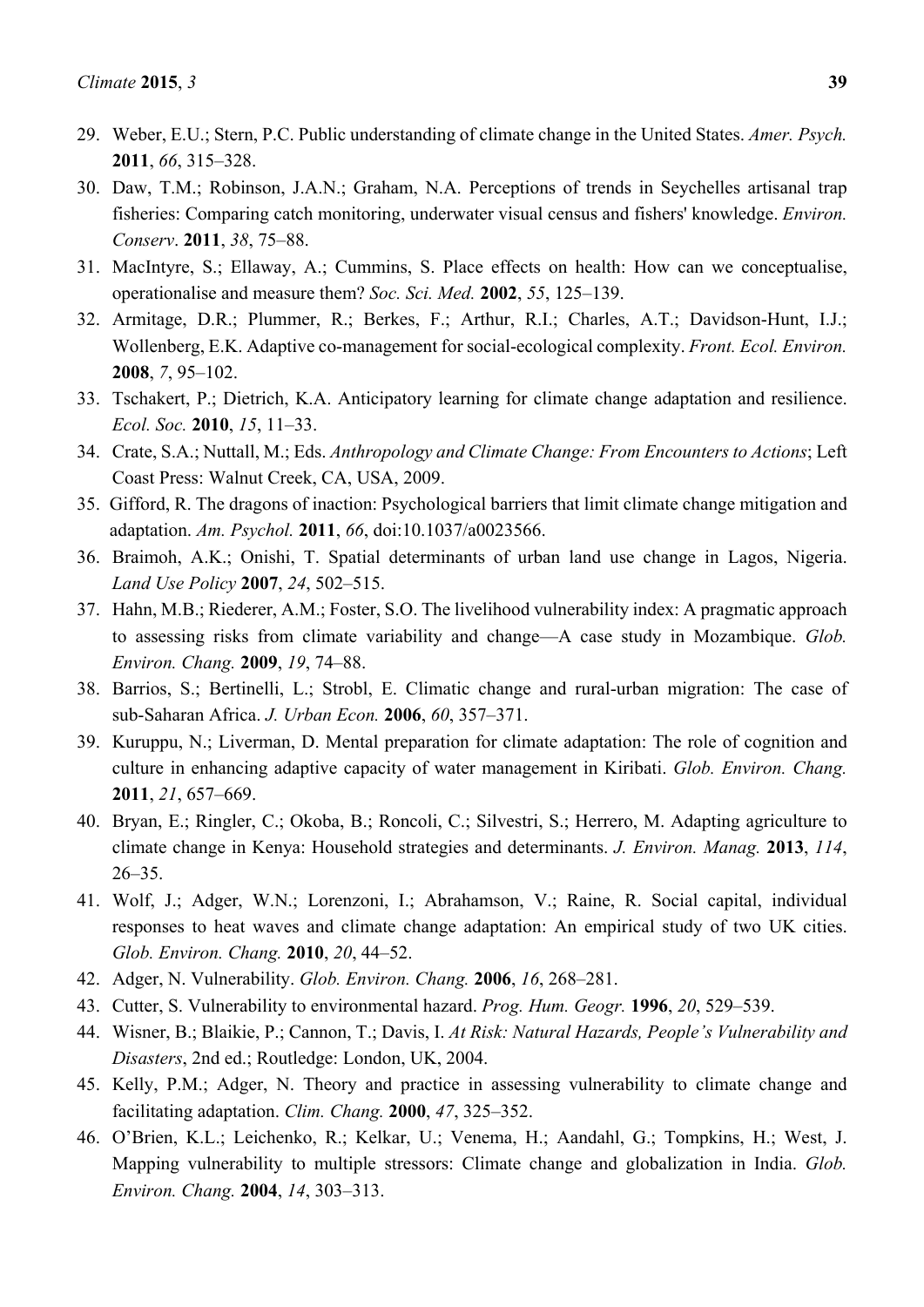29. Weber, E.U.; Stern, P.C. Public understanding of climate change in the United States. *Amer. Psych.* **2011**, *66*, 315–328.
30. Daw, T.M.; Robinson, J.A.N.; Graham, N.A. Perceptions of trends in Seychelles artisanal trap fisheries: Comparing catch monitoring, underwater visual census and fishers' knowledge. *Environ. Conserv*. **2011**, *38*, 75–88.
31. MacIntyre, S.; Ellaway, A.; Cummins, S. Place effects on health: How can we conceptualise, operationalise and measure them? *Soc. Sci. Med.* **2002**, *55*, 125–139.
32. Armitage, D.R.; Plummer, R.; Berkes, F.; Arthur, R.I.; Charles, A.T.; Davidson-Hunt, I.J.; Wollenberg, E.K. Adaptive co-management for social-ecological complexity. *Front. Ecol. Environ.* **2008**, *7*, 95–102.
33. Tschakert, P.; Dietrich, K.A. Anticipatory learning for climate change adaptation and resilience. *Ecol. Soc.* **2010**, *15*, 11–33.
34. Crate, S.A.; Nuttall, M.; Eds. *Anthropology and Climate Change: From Encounters to Actions*; Left Coast Press: Walnut Creek, CA, USA, 2009.
35. Gifford, R. The dragons of inaction: Psychological barriers that limit climate change mitigation and adaptation. *Am. Psychol.* **2011**, *66*, doi:10.1037/a0023566.
36. Braimoh, A.K.; Onishi, T. Spatial determinants of urban land use change in Lagos, Nigeria. *Land Use Policy* **2007**, *24*, 502–515.
37. Hahn, M.B.; Riederer, A.M.; Foster, S.O. The livelihood vulnerability index: A pragmatic approach to assessing risks from climate variability and change—A case study in Mozambique. *Glob. Environ. Chang.* **2009**, *19*, 74–88.
38. Barrios, S.; Bertinelli, L.; Strobl, E. Climatic change and rural-urban migration: The case of sub-Saharan Africa. *J. Urban Econ.* **2006**, *60*, 357–371.
39. Kuruppu, N.; Liverman, D. Mental preparation for climate adaptation: The role of cognition and culture in enhancing adaptive capacity of water management in Kiribati. *Glob. Environ. Chang.* **2011**, *21*, 657–669.
40. Bryan, E.; Ringler, C.; Okoba, B.; Roncoli, C.; Silvestri, S.; Herrero, M. Adapting agriculture to climate change in Kenya: Household strategies and determinants. *J. Environ. Manag.* **2013**, *114*, 26–35.
41. Wolf, J.; Adger, W.N.; Lorenzoni, I.; Abrahamson, V.; Raine, R. Social capital, individual responses to heat waves and climate change adaptation: An empirical study of two UK cities. *Glob. Environ. Chang.* **2010**, *20*, 44–52.
42. Adger, N. Vulnerability. *Glob. Environ. Chang.* **2006**, *16*, 268–281.
43. Cutter, S. Vulnerability to environmental hazard. *Prog. Hum. Geogr.* **1996**, *20*, 529–539.
44. Wisner, B.; Blaikie, P.; Cannon, T.; Davis, I. *At Risk: Natural Hazards, People's Vulnerability and Disasters*, 2nd ed.; Routledge: London, UK, 2004.
45. Kelly, P.M.; Adger, N. Theory and practice in assessing vulnerability to climate change and facilitating adaptation. *Clim. Chang.* **2000**, *47*, 325–352.
46. O'Brien, K.L.; Leichenko, R.; Kelkar, U.; Venema, H.; Aandahl, G.; Tompkins, H.; West, J. Mapping vulnerability to multiple stressors: Climate change and globalization in India. *Glob. Environ. Chang.* **2004**, *14*, 303–313.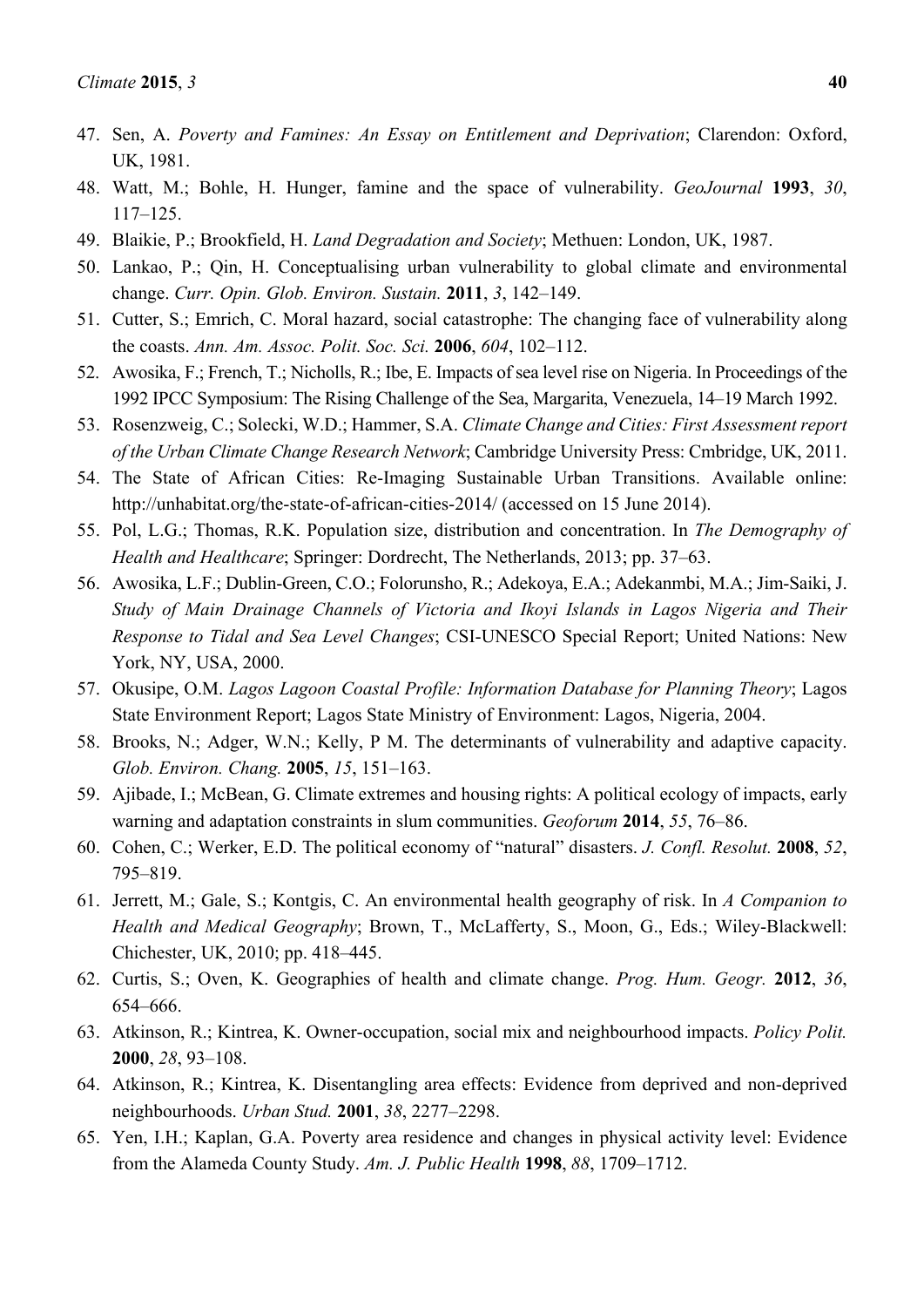47. Sen, A. *Poverty and Famines: An Essay on Entitlement and Deprivation*; Clarendon: Oxford, UK, 1981.
48. Watt, M.; Bohle, H. Hunger, famine and the space of vulnerability. *GeoJournal* **1993**, *30*, 117–125.
49. Blaikie, P.; Brookfield, H. *Land Degradation and Society*; Methuen: London, UK, 1987.
50. Lankao, P.; Qin, H. Conceptualising urban vulnerability to global climate and environmental change. *Curr. Opin. Glob. Environ. Sustain.* **2011**, *3*, 142–149.
51. Cutter, S.; Emrich, C. Moral hazard, social catastrophe: The changing face of vulnerability along the coasts. *Ann. Am. Assoc. Polit. Soc. Sci.* **2006**, *604*, 102–112.
52. Awosika, F.; French, T.; Nicholls, R.; Ibe, E. Impacts of sea level rise on Nigeria. In Proceedings of the 1992 IPCC Symposium: The Rising Challenge of the Sea, Margarita, Venezuela, 14–19 March 1992.
53. Rosenzweig, C.; Solecki, W.D.; Hammer, S.A. *Climate Change and Cities: First Assessment report of the Urban Climate Change Research Network*; Cambridge University Press: Cmbridge, UK, 2011.
54. The State of African Cities: Re-Imaging Sustainable Urban Transitions. Available online: http://unhabitat.org/the-state-of-african-cities-2014/ (accessed on 15 June 2014).
55. Pol, L.G.; Thomas, R.K. Population size, distribution and concentration. In *The Demography of Health and Healthcare*; Springer: Dordrecht, The Netherlands, 2013; pp. 37–63.
56. Awosika, L.F.; Dublin-Green, C.O.; Folorunsho, R.; Adekoya, E.A.; Adekanmbi, M.A.; Jim-Saiki, J. *Study of Main Drainage Channels of Victoria and Ikoyi Islands in Lagos Nigeria and Their Response to Tidal and Sea Level Changes*; CSI-UNESCO Special Report; United Nations: New York, NY, USA, 2000.
57. Okusipe, O.M. *Lagos Lagoon Coastal Profile: Information Database for Planning Theory*; Lagos State Environment Report; Lagos State Ministry of Environment: Lagos, Nigeria, 2004.
58. Brooks, N.; Adger, W.N.; Kelly, P M. The determinants of vulnerability and adaptive capacity. *Glob. Environ. Chang.* **2005**, *15*, 151–163.
59. Ajibade, I.; McBean, G. Climate extremes and housing rights: A political ecology of impacts, early warning and adaptation constraints in slum communities. *Geoforum* **2014**, *55*, 76–86.
60. Cohen, C.; Werker, E.D. The political economy of "natural" disasters. *J. Confl. Resolut.* **2008**, *52*, 795–819.
61. Jerrett, M.; Gale, S.; Kontgis, C. An environmental health geography of risk. In *A Companion to Health and Medical Geography*; Brown, T., McLafferty, S., Moon, G., Eds.; Wiley-Blackwell: Chichester, UK, 2010; pp. 418–445.
62. Curtis, S.; Oven, K. Geographies of health and climate change. *Prog. Hum. Geogr.* **2012**, *36*, 654–666.
63. Atkinson, R.; Kintrea, K. Owner-occupation, social mix and neighbourhood impacts. *Policy Polit.* **2000**, *28*, 93–108.
64. Atkinson, R.; Kintrea, K. Disentangling area effects: Evidence from deprived and non-deprived neighbourhoods. *Urban Stud.* **2001**, *38*, 2277–2298.
65. Yen, I.H.; Kaplan, G.A. Poverty area residence and changes in physical activity level: Evidence from the Alameda County Study. *Am. J. Public Health* **1998**, *88*, 1709–1712.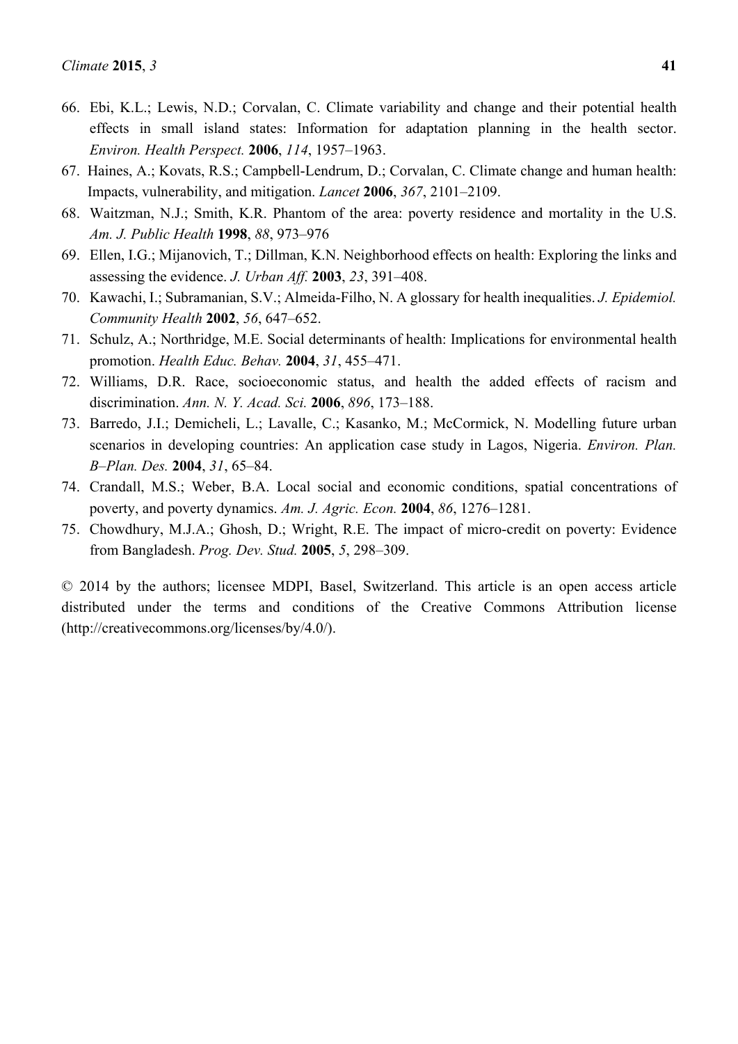66. Ebi, K.L.; Lewis, N.D.; Corvalan, C. Climate variability and change and their potential health effects in small island states: Information for adaptation planning in the health sector. *Environ. Health Perspect.* **2006**, *114*, 1957–1963.
67. Haines, A.; Kovats, R.S.; Campbell-Lendrum, D.; Corvalan, C. Climate change and human health: Impacts, vulnerability, and mitigation. *Lancet* **2006**, *367*, 2101–2109.
68. Waitzman, N.J.; Smith, K.R. Phantom of the area: poverty residence and mortality in the U.S. *Am. J. Public Health* **1998**, *88*, 973–976
69. Ellen, I.G.; Mijanovich, T.; Dillman, K.N. Neighborhood effects on health: Exploring the links and assessing the evidence. *J. Urban Aff.* **2003**, *23*, 391–408.
70. Kawachi, I.; Subramanian, S.V.; Almeida-Filho, N. A glossary for health inequalities. *J. Epidemiol. Community Health* **2002**, *56*, 647–652.
71. Schulz, A.; Northridge, M.E. Social determinants of health: Implications for environmental health promotion. *Health Educ. Behav.* **2004**, *31*, 455–471.
72. Williams, D.R. Race, socioeconomic status, and health the added effects of racism and discrimination. *Ann. N. Y. Acad. Sci.* **2006**, *896*, 173–188.
73. Barredo, J.I.; Demicheli, L.; Lavalle, C.; Kasanko, M.; McCormick, N. Modelling future urban scenarios in developing countries: An application case study in Lagos, Nigeria. *Environ. Plan. B–Plan. Des.* **2004**, *31*, 65–84.
74. Crandall, M.S.; Weber, B.A. Local social and economic conditions, spatial concentrations of poverty, and poverty dynamics. *Am. J. Agric. Econ.* **2004**, *86*, 1276–1281.
75. Chowdhury, M.J.A.; Ghosh, D.; Wright, R.E. The impact of micro-credit on poverty: Evidence from Bangladesh. *Prog. Dev. Stud.* **2005**, *5*, 298–309.

© 2014 by the authors; licensee MDPI, Basel, Switzerland. This article is an open access article distributed under the terms and conditions of the Creative Commons Attribution license (http://creativecommons.org/licenses/by/4.0/).